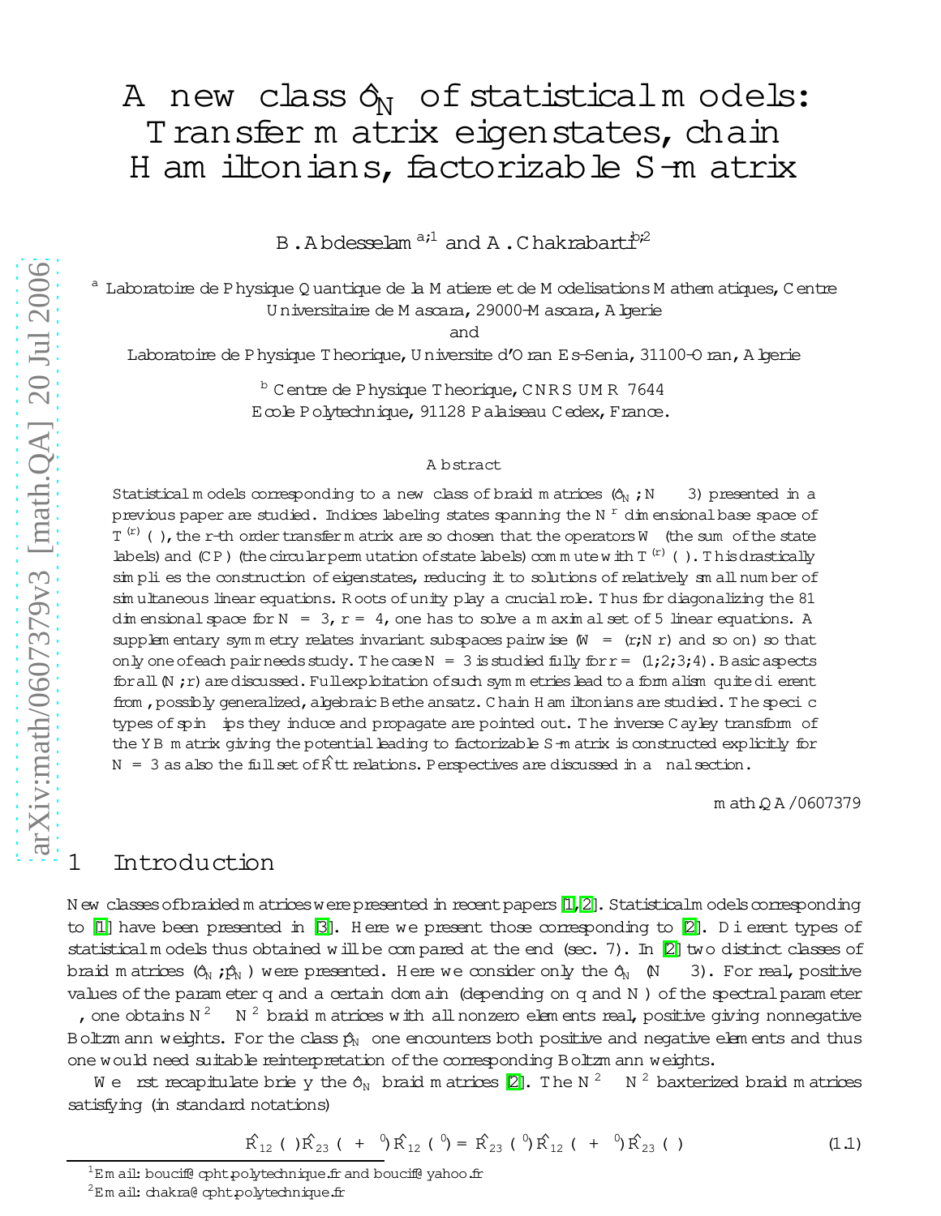# A new class $\hat{o}_N$ of statistical models: Transfer matrix eigenstates, chain Hamiltonians, factorizable S-matrix

B. Abdesselam [a,1] and A. Chakrabarti [b,2]

[a] Laboratoire de Physique Quantique de la Matiere et de Modelisations Mathematiques, Centre Universitaire de Mascara, 29000-Mascara, Algerie
and
Laboratoire de Physique Theorique, Universite d'Oran Es-Senia, 31100-Oran, Algerie

[b] Centre de Physique Theorique, CNRS UMR 7644
Ecole Polytechnique, 91128 Palaiseau Cedex, France.

## Abstract

Statistical models corresponding to a new class of braid matrices ($\hat{o}_N$; $N \geq 3$) presented in a previous paper are studied. Indices labeling states spanning the $N^r$ dimensional base space of $T^{(r)}(\theta)$, the r-th order transfer matrix are so chosen that the operators $W$ (the sum of the state labels) and $(CP)$ (the circular permutation of state labels) commute with $T^{(r)}(\theta)$. This drastically simplifies the construction of eigenstates, reducing it to solutions of relatively small number of simultaneous linear equations. Roots of unity play a crucial role. Thus for diagonalizing the 81 dimensional space for $N = 3$, $r = 4$, one has to solve a maximal set of 5 linear equations. A supplementary symmetry relates invariant subspaces pairwise ($W = (r, Nr)$ and so on) so that only one of each pair needs study. The case $N = 3$ is studied fully for $r = (1,2,3,4)$. Basic aspects for all $(N, r)$ are discussed. Full exploitation of such symmetries lead to a formalism quite different from, possibly generalized, algebraic Bethe ansatz. Chain Hamiltonians are studied. The specific types of spin flips they induce and propagate are pointed out. The inverse Cayley transform of the YB matrix giving the potential leading to factorizable S-matrix is constructed explicitly for $N = 3$ as also the full set of $\hat{R}tt$ relations. Perspectives are discussed in a final section.

math.QA/0607379

## 1 Introduction

New classes of braided matrices were presented in recent papers [1,2]. Statistical models corresponding to [1] have been presented in [3]. Here we present those corresponding to [2]. Different types of statistical models thus obtained will be compared at the end (sec. 7). In [2] two distinct classes of braid matrices ($\hat{o}_N$, $\hat{p}_N$) were presented. Here we consider only the $\hat{o}_N$ ($N \geq 3$). For real, positive values of the parameter $q$ and a certain domain (depending on $q$ and $N$) of the spectral parameter $\theta$, one obtains $N^2 \times N^2$ braid matrices with all nonzero elements real, positive giving nonnegative Boltzmann weights. For the class $\hat{p}_N$ one encounters both positive and negative elements and thus one would need suitable reinterpretation of the corresponding Boltzmann weights.

We first recapitulate briefly the $\hat{o}_N$ braid matrices [2]. The $N^2 \times N^2$ baxterized braid matrices satisfying (in standard notations)

$$\hat{R}_{12}(\theta)\hat{R}_{23}(\theta+\theta')\hat{R}_{12}(\theta') = \hat{R}_{23}(\theta')\hat{R}_{12}(\theta+\theta')\hat{R}_{23}(\theta) \tag{1.1}$$

---

[1] Email: boucif@cpht.polytechnique.fr and boucif@yahoo.fr

[2] Email: chakra@cpht.polytechnique.fr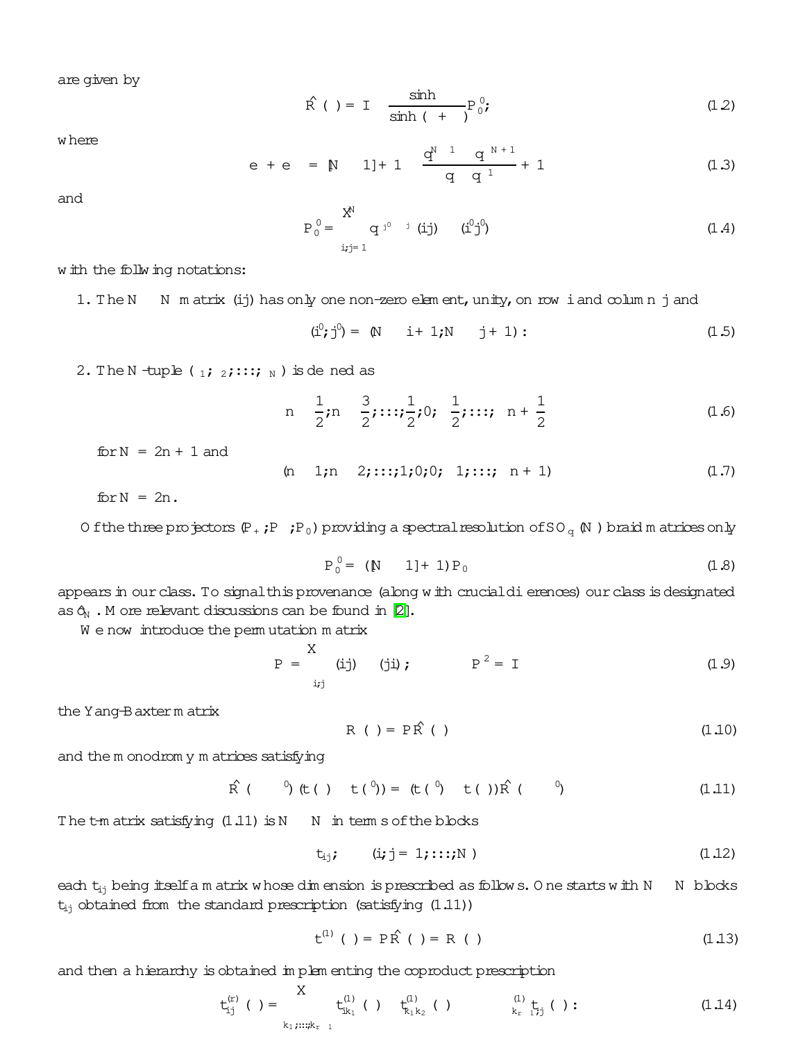are given by

$$\hat{R}(\theta) = I - \frac{\sinh\theta}{\sinh(\eta+\theta)} P_0'; \tag{1.2}$$

where

$$e^{\eta} + e^{-\eta} = [N-1] + 1 \equiv \frac{q^{N-1} - q^{-N+1}}{q - q^{-1}} + 1 \tag{1.3}$$

and

$$P_0' = \sum_{i,j=1}^{N} q^{\rho_{j'} - \rho_j} (ij) \otimes (i'j') \tag{1.4}$$

with the following notations:

1. The $N \times N$ matrix $(ij)$ has only one non-zero element, unity, on row $i$ and column $j$ and

$$(i', j') = (N - i + 1, N - j + 1). \tag{1.5}$$

2. The $N$-tuple $(\rho_1, \rho_2, \ldots, \rho_N)$ is defined as

$$\left(n - \frac{1}{2}, n - \frac{3}{2}, \ldots, \frac{1}{2}, 0, -\frac{1}{2}, \ldots, -n + \frac{1}{2}\right) \tag{1.6}$$

for $N = 2n + 1$ and

$$(n - 1, n - 2, \ldots, 1, 0, 0, -1, \ldots, -n + 1) \tag{1.7}$$

for $N = 2n$.

Of the three projectors $(P_+, P_-, P_0)$ providing a spectral resolution of $SO_q(N)$ braid matrices only

$$P_0' = ([N-1] + 1) P_0 \tag{1.8}$$

appears in our class. To signal this provenance (along with crucial differences) our class is designated as $\hat{o}_N$. More relevant discussions can be found in [2].

We now introduce the permutation matrix

$$P = \sum_{i,j} (ij) \otimes (ji); \qquad P^2 = I \tag{1.9}$$

the Yang-Baxter matrix

$$R(\theta) = P\hat{R}(\theta) \tag{1.10}$$

and the monodromy matrices satisfying

$$\hat{R}(\theta - \theta')(t(\theta) \otimes t(\theta')) = (t(\theta') \otimes t(\theta))\hat{R}(\theta - \theta') \tag{1.11}$$

The t-matrix satisfying (1.11) is $N \times N$ in terms of the blocks

$$t_{ij}; \qquad (i, j = 1, \ldots, N) \tag{1.12}$$

each $t_{ij}$ being itself a matrix whose dimension is prescribed as follows. One starts with $N \times N$ blocks $t_{ij}$ obtained from the standard prescription (satisfying (1.11))

$$t^{(1)}(\theta) = P\hat{R}(\theta) = R(\theta) \tag{1.13}$$

and then a hierarchy is obtained implementing the coproduct prescription

$$t^{(r)}_{ij}(\theta) = \sum_{k_1, \ldots, k_{r-1}} t^{(1)}_{ik_1}(\theta) \otimes t^{(1)}_{k_1 k_2}(\theta) \otimes \cdots \otimes t^{(1)}_{k_{r-1} j}(\theta). \tag{1.14}$$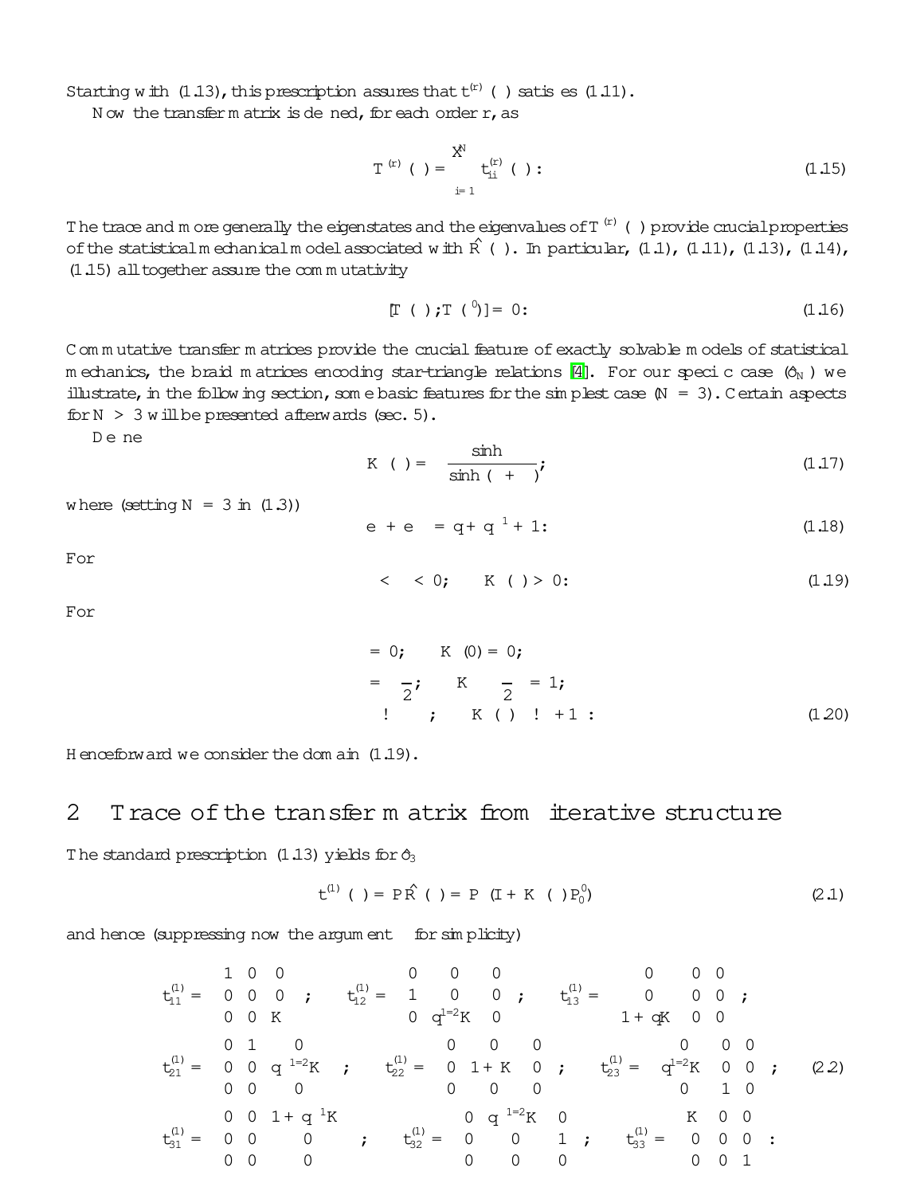Starting with (1.13), this prescription assures that $t^{(r)}(\theta)$ satisfies (1.11).

Now the transfer matrix is defined, for each order $r$, as

$$T^{(r)}(\theta) = \sum_{i=1}^{N} t^{(r)}_{ii}(\theta): \tag{1.15}$$

The trace and more generally the eigenstates and the eigenvalues of $T^{(r)}(\theta)$ provide crucial properties of the statistical mechanical model associated with $\hat{R}(\theta)$. In particular, (1.1), (1.11), (1.13), (1.14), (1.15) all together assure the commutativity

$$[T(\theta); T(\theta')] = 0: \tag{1.16}$$

Commutative transfer matrices provide the crucial feature of exactly solvable models of statistical mechanics, the braid matrices encoding star-triangle relations [4]. For our specific case ($\hat{o}_N$) we illustrate, in the following section, some basic features for the simplest case ($N = 3$). Certain aspects for $N > 3$ will be presented afterwards (sec. 5).

Define

$$K(\theta) = -\frac{\sinh\theta}{\sinh(\eta+\theta)}; \tag{1.17}$$

where (setting $N = 3$ in (1.3))

$$e^{\eta} + e^{-\eta} = q + q^{-1} + 1: \tag{1.18}$$

For

$$-\eta < \theta < 0; \qquad K(\theta) > 0: \tag{1.19}$$

For

$$\begin{aligned}
\theta &= 0; & K(0) &= 0;\\
\theta &= -\frac{\eta}{2}; & K\left(-\frac{\eta}{2}\right) &= 1;\\
\theta &\to -\eta; & K(\theta) &\to +\infty:
\end{aligned} \tag{1.20}$$

Henceforward we consider the domain (1.19).

## 2 Trace of the transfer matrix from iterative structure

The standard prescription (1.13) yields for $\hat{o}_3$

$$t^{(1)}(\theta) = P\hat{R}(\theta) = P\,(I + K(\theta)P^{0}_{0}) \tag{2.1}$$

and hence (suppressing now the argument $\theta$ for simplicity)

$$t^{(1)}_{11} = \begin{pmatrix} 1 & 0 & 0\\ 0 & 0 & 0\\ 0 & 0 & K \end{pmatrix}; \quad t^{(1)}_{12} = \begin{pmatrix} 0 & 0 & 0\\ 1 & 0 & 0\\ 0 & q^{1/2}K & 0 \end{pmatrix}; \quad t^{(1)}_{13} = \begin{pmatrix} 0 & 0 & 0\\ 0 & 0 & 0\\ 1+qK & 0 & 0 \end{pmatrix};$$

$$t^{(1)}_{21} = \begin{pmatrix} 0 & 1 & 0\\ 0 & 0 & q^{1/2}K\\ 0 & 0 & 0 \end{pmatrix}; \quad t^{(1)}_{22} = \begin{pmatrix} 0 & 0 & 0\\ 0 & 1+K & 0\\ 0 & 0 & 0 \end{pmatrix}; \quad t^{(1)}_{23} = \begin{pmatrix} 0 & 0 & 0\\ q^{1/2}K & 0 & 0\\ 0 & 1 & 0 \end{pmatrix}; \tag{2.2}$$

$$t^{(1)}_{31} = \begin{pmatrix} 0 & 0 & 1+q^{-1}K\\ 0 & 0 & 0\\ 0 & 0 & 0 \end{pmatrix}; \quad t^{(1)}_{32} = \begin{pmatrix} 0 & q^{1/2}K & 0\\ 0 & 0 & 1\\ 0 & 0 & 0 \end{pmatrix}; \quad t^{(1)}_{33} = \begin{pmatrix} K & 0 & 0\\ 0 & 0 & 0\\ 0 & 0 & 1 \end{pmatrix}:$$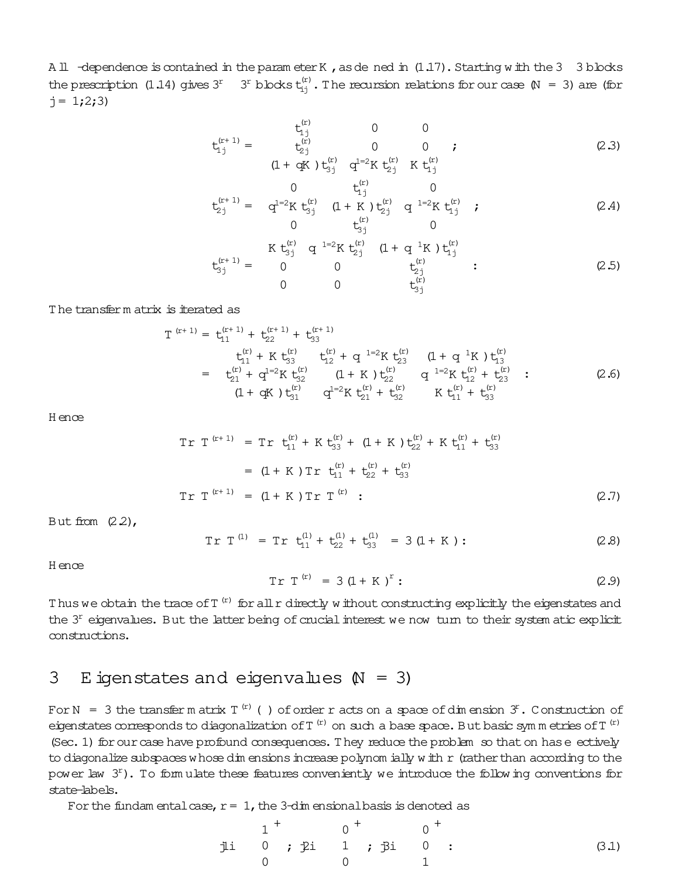All $\theta$-dependence is contained in the parameter $K$, as defined in (1.17). Starting with the $3 \times 3$ blocks the prescription (1.14) gives $3^r \times 3^r$ blocks $t_{ij}^{(r)}$. The recursion relations for our case ($N = 3$) are (for $j = 1, 2, 3$)

$$t_{1j}^{(r+1)} = \begin{pmatrix} t_{1j}^{(r)} & 0 & 0 \\ t_{2j}^{(r)} & 0 & 0 \\ (1+qK)\,t_{3j}^{(r)} & q^{1/2}K\,t_{2j}^{(r)} & K\,t_{1j}^{(r)} \end{pmatrix}; \tag{2.3}$$

$$t_{2j}^{(r+1)} = \begin{pmatrix} 0 & t_{1j}^{(r)} & 0 \\ q^{1/2}K\,t_{3j}^{(r)} & (1+K)\,t_{2j}^{(r)} & q^{-1/2}K\,t_{1j}^{(r)} \\ 0 & t_{3j}^{(r)} & 0 \end{pmatrix}; \tag{2.4}$$

$$t_{3j}^{(r+1)} = \begin{pmatrix} K\,t_{3j}^{(r)} & q^{-1/2}K\,t_{2j}^{(r)} & (1+q^{-1}K)\,t_{1j}^{(r)} \\ 0 & 0 & t_{2j}^{(r)} \\ 0 & 0 & t_{3j}^{(r)} \end{pmatrix}: \tag{2.5}$$

The transfer matrix is iterated as

$$\begin{aligned} T^{(r+1)} &= t_{11}^{(r+1)} + t_{22}^{(r+1)} + t_{33}^{(r+1)} \\ &= \begin{pmatrix} t_{11}^{(r)} + K\,t_{33}^{(r)} & t_{12}^{(r)} + q^{-1/2}K\,t_{23}^{(r)} & (1+q^{-1}K)\,t_{13}^{(r)} \\ t_{21}^{(r)} + q^{1/2}K\,t_{32}^{(r)} & (1+K)\,t_{22}^{(r)} & q^{-1/2}K\,t_{12}^{(r)} + t_{23}^{(r)} \\ (1+qK)\,t_{31}^{(r)} & q^{1/2}K\,t_{21}^{(r)} + t_{32}^{(r)} & K\,t_{11}^{(r)} + t_{33}^{(r)} \end{pmatrix}: \end{aligned} \tag{2.6}$$

Hence

$$\begin{aligned} \mathrm{Tr}\,T^{(r+1)} &= \mathrm{Tr}\left(t_{11}^{(r)} + K\,t_{33}^{(r)} + (1+K)\,t_{22}^{(r)} + K\,t_{11}^{(r)} + t_{33}^{(r)}\right) \\ &= (1+K)\,\mathrm{Tr}\left(t_{11}^{(r)} + t_{22}^{(r)} + t_{33}^{(r)}\right) \\ \mathrm{Tr}\,T^{(r+1)} &= (1+K)\,\mathrm{Tr}\,T^{(r)}: \end{aligned} \tag{2.7}$$

But from (2.2),

$$\mathrm{Tr}\,T^{(1)} = \mathrm{Tr}\left(t_{11}^{(1)} + t_{22}^{(1)} + t_{33}^{(1)}\right) = 3(1+K): \tag{2.8}$$

Hence

$$\mathrm{Tr}\,T^{(r)} = 3(1+K)^r: \tag{2.9}$$

Thus we obtain the trace of $T^{(r)}$ for all $r$ directly without constructing explicitly the eigenstates and the $3^r$ eigenvalues. But the latter being of crucial interest we now turn to their systematic explicit constructions.

## 3 Eigenstates and eigenvalues ($N = 3$)

For $N = 3$ the transfer matrix $T^{(r)}(\theta)$ of order $r$ acts on a space of dimension $3^r$. Construction of eigenstates corresponds to diagonalization of $T^{(r)}$ on such a base space. But basic symmetries of $T^{(r)}$ (Sec. 1) for our case have profound consequences. They reduce the problem so that one has effectively to diagonalize subspaces whose dimensions increase polynomially with $r$ (rather than according to the power law $3^r$). To formulate these features conveniently we introduce the following conventions for state-labels.

For the fundamental case, $r = 1$, the 3-dimensional basis is denoted as

$$|1\rangle \equiv \begin{pmatrix} 1 \\ 0 \\ 0 \end{pmatrix}; \quad |2\rangle \equiv \begin{pmatrix} 0 \\ 1 \\ 0 \end{pmatrix}; \quad |3\rangle \equiv \begin{pmatrix} 0 \\ 0 \\ 1 \end{pmatrix}: \tag{3.1}$$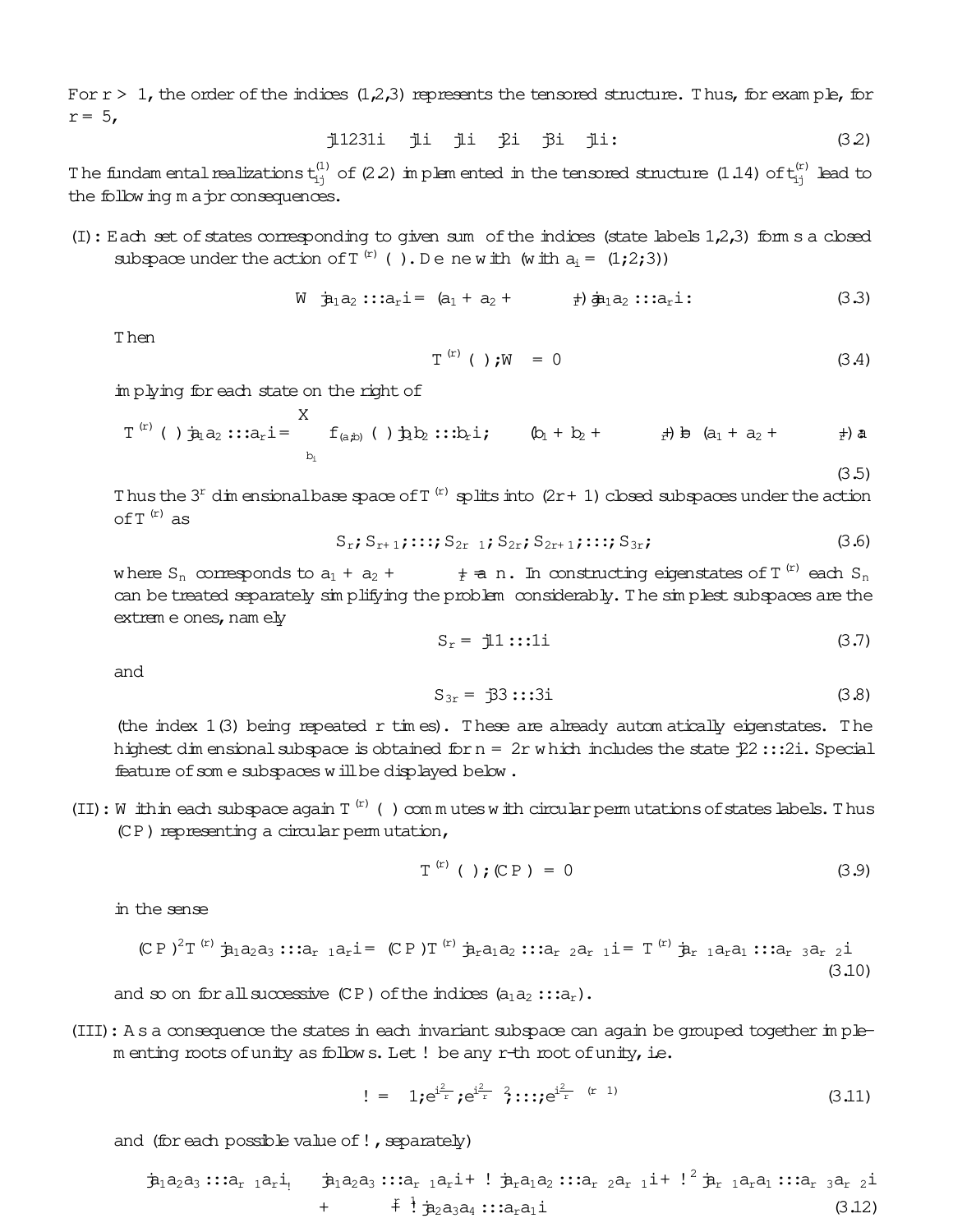For $r > 1$, the order of the indices (1,2,3) represents the tensored structure. Thus, for example, for $r = 5$,

$$|11231\rangle \equiv |1\rangle \otimes |1\rangle \otimes |2\rangle \otimes |3\rangle \otimes |1\rangle. \tag{3.2}$$

The fundamental realizations $t_{ij}^{(1)}$ of (2.2) implemented in the tensored structure (1.14) of $t_{ij}^{(r)}$ lead to the following major consequences.

(I): Each set of states corresponding to given sum of the indices (state labels 1,2,3) forms a closed subspace under the action of $T^{(r)}(\theta)$. Define with (with $a_i = (1,2,3)$)

$$W|a_1 a_2 \ldots a_r\rangle = (a_1 + a_2 + \cdots + a_r)|a_1 a_2 \ldots a_r\rangle. \tag{3.3}$$

Then

$$\left[T^{(r)}(\theta), W\right] = 0 \tag{3.4}$$

implying for each state on the right of

$$T^{(r)}(\theta)|a_1 a_2 \ldots a_r\rangle = \sum_{b_i} f_{(a,b)}(\theta)|b_1 b_2 \ldots b_r\rangle, \qquad (b_1 + b_2 + \cdots + b_r) = (a_1 + a_2 + \cdots + a_r) \tag{3.5}$$

Thus the $3^r$ dimensional base space of $T^{(r)}$ splits into $(2r+1)$ closed subspaces under the action of $T^{(r)}$ as

$$S_r, S_{r+1}, \ldots, S_{2r-1}, S_{2r}, S_{2r+1}, \ldots, S_{3r}, \tag{3.6}$$

where $S_n$ corresponds to $a_1 + a_2 + \cdots + a_r = n$. In constructing eigenstates of $T^{(r)}$ each $S_n$ can be treated separately simplifying the problem considerably. The simplest subspaces are the extreme ones, namely

$$S_r = |11 \ldots 1\rangle \tag{3.7}$$

and

$$S_{3r} = |33 \ldots 3\rangle \tag{3.8}$$

(the index 1 (3) being repeated $r$ times). These are already automatically eigenstates. The highest dimensional subspace is obtained for $n = 2r$ which includes the state $|22 \ldots 2\rangle$. Special feature of some subspaces will be displayed below.

(II): Within each subspace again $T^{(r)}(\theta)$ commutes with circular permutations of states labels. Thus $(CP)$ representing a circular permutation,

$$\left[T^{(r)}(\theta), (CP)\right] = 0 \tag{3.9}$$

in the sense

$$(CP)^2 T^{(r)}|a_1 a_2 a_3 \ldots a_{r-1} a_r\rangle = (CP) T^{(r)}|a_r a_1 a_2 \ldots a_{r-2} a_{r-1}\rangle = T^{(r)}|a_{r-1} a_r a_1 \ldots a_{r-3} a_{r-2}\rangle \tag{3.10}$$

and so on for all successive $(CP)$ of the indices $(a_1 a_2 \ldots a_r)$.

(III): As a consequence the states in each invariant subspace can again be grouped together implementing roots of unity as follows. Let $\omega$ be any $r$-th root of unity, i.e.

$$\omega = 1, e^{i\frac{2\pi}{r}}, e^{i\frac{2\pi}{r}2}, \ldots, e^{i\frac{2\pi}{r}(r-1)} \tag{3.11}$$

and (for each possible value of $\omega$, separately)

$$|a_1 a_2 a_3 \ldots a_{r-1} a_r\rangle_\omega \equiv |a_1 a_2 a_3 \ldots a_{r-1} a_r\rangle + \omega|a_r a_1 a_2 \ldots a_{r-2} a_{r-1}\rangle + \omega^2|a_{r-1} a_r a_1 \ldots a_{r-3} a_{r-2}\rangle + \cdots + \omega^{r-1}|a_2 a_3 a_4 \ldots a_r a_1\rangle \tag{3.12}$$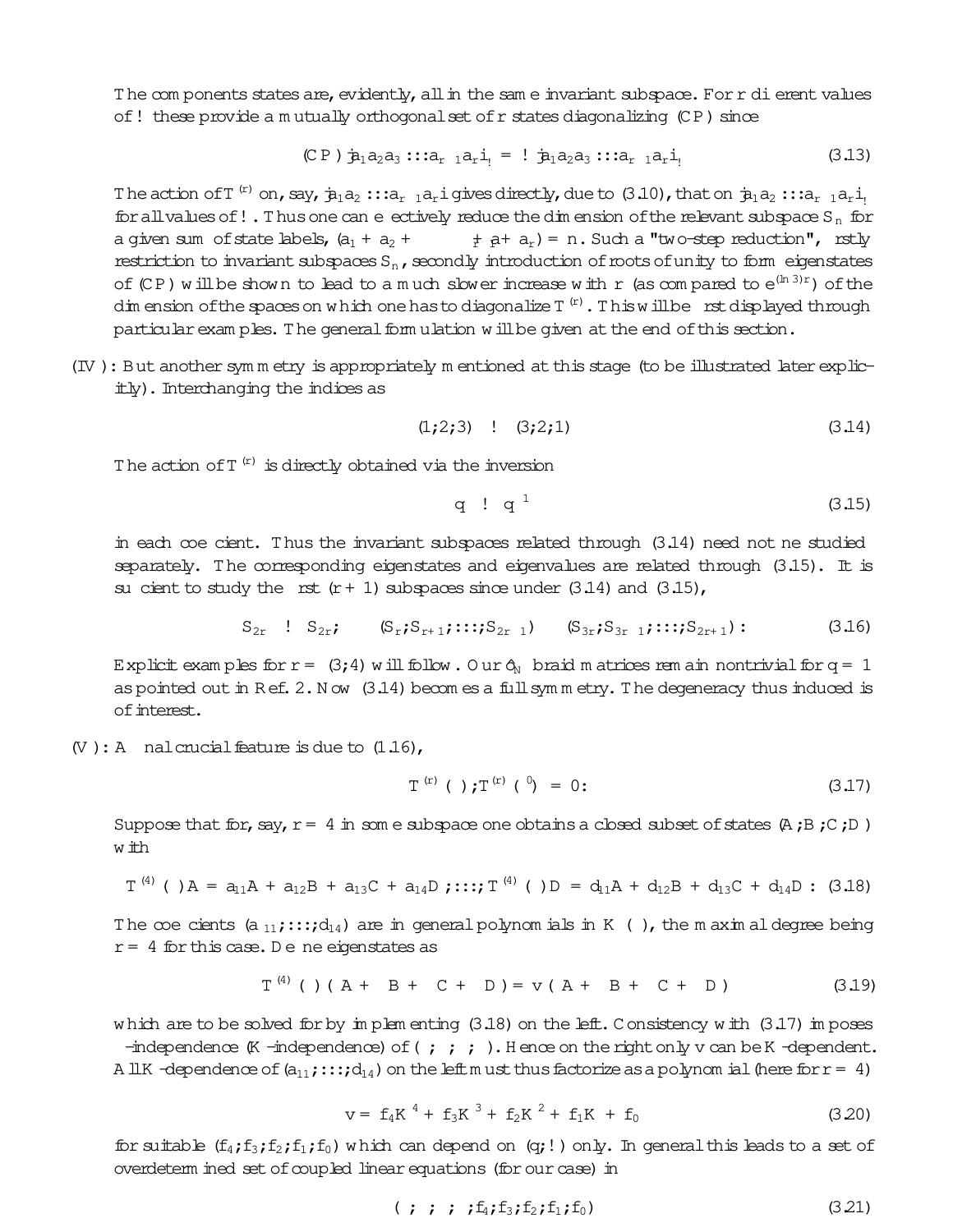The components states are, evidently, all in the same invariant subspace. For $r$ different values of $\omega$ these provide a mutually orthogonal set of $r$ states diagonalizing $(CP)$ since

$$(CP)|a_1a_2a_3\dots a_{r-1}a_r\rangle_\omega = \omega|a_1a_2a_3\dots a_{r-1}a_r\rangle_\omega \tag{3.13}$$

The action of $T^{(r)}$ on, say, $|a_1a_2\dots a_{r-1}a_r\rangle$ gives directly, due to (3.10), that on $|a_1a_2\dots a_{r-1}a_r\rangle_\omega$ for all values of $\omega$. Thus one can effectively reduce the dimension of the relevant subspace $S_n$ for a given sum of state labels, $(a_1 + a_2 + \cdots + a_r) = n$. Such a "two-step reduction", firstly restriction to invariant subspaces $S_n$, secondly introduction of roots of unity to form eigenstates of $(CP)$ will be shown to lead to a much slower increase with $r$ (as compared to $e^{(\ln 3)r}$) of the dimension of the spaces on which one has to diagonalize $T^{(r)}$. This will be first displayed through particular examples. The general formulation will be given at the end of this section.

(IV): But another symmetry is appropriately mentioned at this stage (to be illustrated later explicitly). Interchanging the indices as

$$(1,2,3) \rightarrow (3,2,1) \tag{3.14}$$

The action of $T^{(r)}$ is directly obtained via the inversion

$$q \rightarrow q^{-1} \tag{3.15}$$

in each coefficient. Thus the invariant subspaces related through (3.14) need not be studied separately. The corresponding eigenstates and eigenvalues are related through (3.15). It is sufficient to study the first $(r+1)$ subspaces since under (3.14) and (3.15),

$$S_{2r} \rightarrow S_{2r}, \qquad (S_r, S_{r+1}, \dots, S_{2r-1}) \rightleftharpoons (S_{3r}, S_{3r-1}, \dots, S_{2r+1}). \tag{3.16}$$

Explicit examples for $r = (3,4)$ will follow. Our $\hat{R}_N$ braid matrices remain nontrivial for $q = 1$ as pointed out in Ref. 2. Now (3.14) becomes a full symmetry. The degeneracy thus induced is of interest.

(V): A final crucial feature is due to (1.16),

$$[T^{(r)}(\theta), T^{(r)}(\theta')] = 0. \tag{3.17}$$

Suppose that for, say, $r = 4$ in some subspace one obtains a closed subset of states $(A, B, C, D)$ with

$$T^{(4)}(\theta)A = a_{11}A + a_{12}B + a_{13}C + a_{14}D, \dots, T^{(4)}(\theta)D = d_{11}A + d_{12}B + d_{13}C + d_{14}D. \tag{3.18}$$

The coefficients $(a_{11}, \dots, d_{14})$ are in general polynomials in $K(\theta)$, the maximal degree being $r = 4$ for this case. Define eigenstates as

$$T^{(4)}(\theta)(A + \beta B + \gamma C + \delta D) = v(A + \beta B + \gamma C + \delta D) \tag{3.19}$$

which are to be solved for by implementing (3.18) on the left. Consistency with (3.17) imposes $\theta$-independence ($K$-independence) of $(\alpha, \beta, \gamma, \delta)$. Hence on the right only $v$ can be $K$-dependent. All $K$-dependence of $(a_{11}, \dots, d_{14})$ on the left must thus factorize as a polynomial (here for $r = 4$)

$$v = f_4K^4 + f_3K^3 + f_2K^2 + f_1K + f_0 \tag{3.20}$$

for suitable $(f_4, f_3, f_2, f_1, f_0)$ which can depend on $(q, \omega)$ only. In general this leads to a set of overdetermined set of coupled linear equations (for our case) in

$$(\alpha, \beta, \gamma, \delta, f_4, f_3, f_2, f_1, f_0) \tag{3.21}$$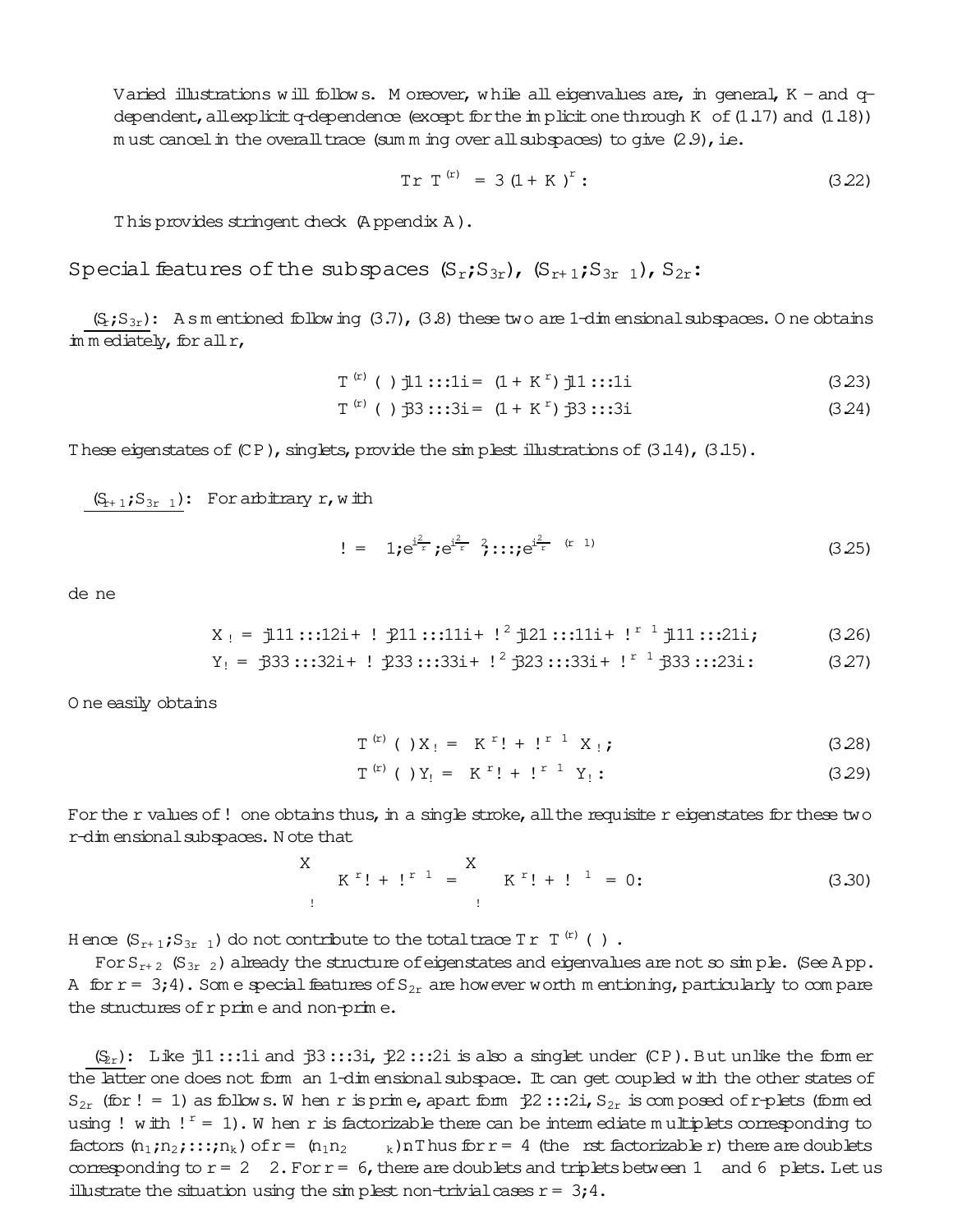Varied illustrations will follows. Moreover, while all eigenvalues are, in general, $K$ - and $q$-dependent, all explicit $q$-dependence (except for the implicit one through $K$ of (1.17) and (1.18)) must cancel in the overall trace (summing over all subspaces) to give (2.9), i.e.

$$\mathrm{Tr}\, T^{(r)} = 3(1+K)^r . \tag{3.22}$$

This provides stringent check (Appendix A).

## Special features of the subspaces $(S_r; S_{3r})$, $(S_{r+1}; S_{3r-1})$, $S_{2r}$:

<u>$(S_r; S_{3r})$</u>: As mentioned following (3.7), (3.8) these two are 1-dimensional subspaces. One obtains immediately, for all $r$,

$$T^{(r)}(\theta)|11\ldots 1\rangle = (1+K^r)|11\ldots 1\rangle \tag{3.23}$$

$$T^{(r)}(\theta)|33\ldots 3\rangle = (1+K^r)|33\ldots 3\rangle \tag{3.24}$$

These eigenstates of (CP), singlets, provide the simplest illustrations of (3.14), (3.15).

<u>$(S_{r+1}; S_{3r-1})$</u>: For arbitrary $r$, with

$$\omega = \left(1, e^{i\frac{2\pi}{r}}, e^{i\frac{2\pi}{r}2}, \ldots, e^{i\frac{2\pi}{r}(r-1)}\right) \tag{3.25}$$

define

$$X_\omega = |111\ldots 12\rangle + \omega|211\ldots 11\rangle + \omega^2|121\ldots 11\rangle + \omega^{r-1}|111\ldots 21\rangle ; \tag{3.26}$$

$$Y_\omega = |333\ldots 32\rangle + \omega|233\ldots 33\rangle + \omega^2|323\ldots 33\rangle + \omega^{r-1}|333\ldots 23\rangle . \tag{3.27}$$

One easily obtains

$$T^{(r)}(\theta)X_\omega = \left(K^r\omega + \omega^{r-1}\right)X_\omega ; \tag{3.28}$$

$$T^{(r)}(\theta)Y_\omega = \left(K^r\omega + \omega^{r-1}\right)Y_\omega . \tag{3.29}$$

For the $r$ values of $\omega$ one obtains thus, in a single stroke, all the requisite $r$ eigenstates for these two $r$-dimensional subspaces. Note that

$$\sum_\omega \left(K^r\omega + \omega^{r-1}\right) = \sum_\omega \left(K^r\omega + \omega^{-1}\right) = 0 . \tag{3.30}$$

Hence $(S_{r+1}; S_{3r-1})$ do not contribute to the total trace $\mathrm{Tr}\, T^{(r)}(\theta)$.

For $S_{r+2}$ $(S_{3r-2})$ already the structure of eigenstates and eigenvalues are not so simple. (See App. A for $r = 3, 4$). Some special features of $S_{2r}$ are however worth mentioning, particularly to compare the structures of $r$ prime and non-prime.

<u>$(S_{2r})$</u>: Like $|11\ldots 1\rangle$ and $|33\ldots 3\rangle$, $|22\ldots 2\rangle$ is also a singlet under (CP). But unlike the former the latter one does not form an 1-dimensional subspace. It can get coupled with the other states of $S_{2r}$ (for $\omega = 1$) as follows. When $r$ is prime, apart form $|22\ldots 2\rangle$, $S_{2r}$ is composed of $r$-plets (formed using $\omega$ with $\omega^r = 1$). When $r$ is factorizable there can be intermediate multiplets corresponding to factors $(n_1, n_2, \ldots, n_k)$ of $r = (n_1 n_2 \cdots k)$. Thus for $r = 4$ (the first factorizable $r$) there are doublets corresponding to $r = 2 \cdot 2$. For $r = 6$, there are doublets and triplets between 1 and 6 plets. Let us illustrate the situation using the simplest non-trivial cases $r = 3, 4$.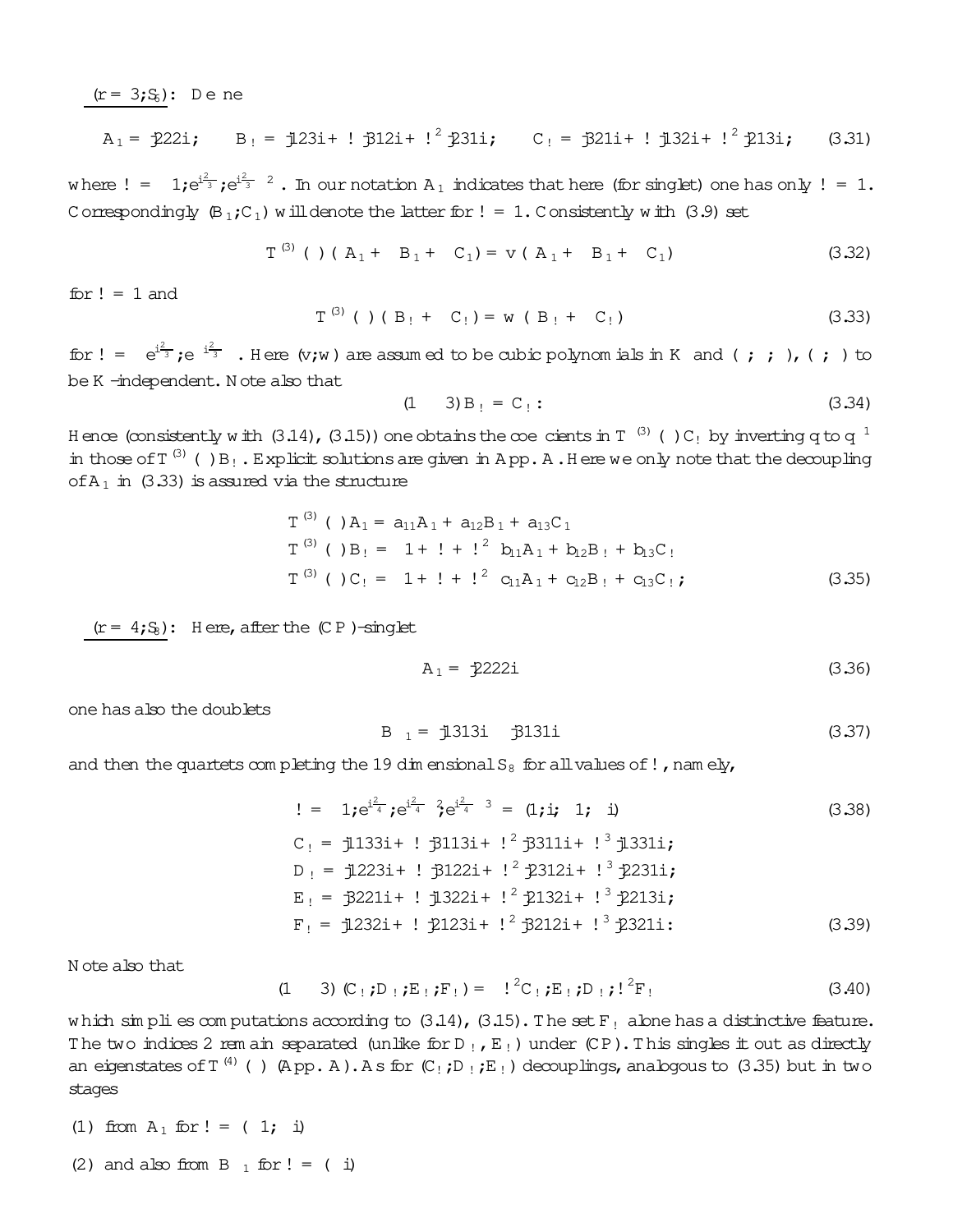<u>$(r=3; S_6)$</u>: Define

$$A_1 = |222\rangle; \quad B_\omega = |123\rangle + \omega|312\rangle + \omega^2|231\rangle; \quad C_\omega = |321\rangle + \omega|132\rangle + \omega^2|213\rangle; \tag{3.31}$$

where $\omega = \left(1, e^{i\frac{2\pi}{3}}, \left(e^{i\frac{2\pi}{3}}\right)^2\right)$. In our notation $A_1$ indicates that here (for singlet) one has only $\omega = 1$. Correspondingly $(B_1, C_1)$ will denote the latter for $\omega = 1$. Consistently with (3.9) set

$$T^{(3)}(\theta)(A_1 + \beta B_1 + \gamma C_1) = v(A_1 + \beta B_1 + \gamma C_1) \tag{3.32}$$

for $\omega = 1$ and

$$T^{(3)}(\theta)(B_\omega + \delta C_\omega) = w(B_\omega + \delta C_\omega) \tag{3.33}$$

for $\omega = \left(e^{i\frac{2\pi}{3}}, e^{-i\frac{2\pi}{3}}\right)$. Here $(v, w)$ are assumed to be cubic polynomials in $K$ and $(\alpha, \beta, \gamma)$, $(\delta, \epsilon)$ to be $K$-independent. Note also that

$$(1 \rightleftarrows 3) B_\omega = C_\omega. \tag{3.34}$$

Hence (consistently with (3.14), (3.15)) one obtains the coefficients in $T^{(3)}(\theta)C_\omega$ by inverting $q$ to $q^{-1}$ in those of $T^{(3)}(\theta)B_\omega$. Explicit solutions are given in App. A. Here we only note that the decoupling of $A_1$ in (3.33) is assured via the structure

$$\begin{aligned}
T^{(3)}(\theta)A_1 &= a_{11}A_1 + a_{12}B_1 + a_{13}C_1 \\
T^{(3)}(\theta)B_\omega &= \left(1 + \omega + \omega^2\right) b_{11}A_1 + b_{12}B_\omega + b_{13}C_\omega \\
T^{(3)}(\theta)C_\omega &= \left(1 + \omega + \omega^2\right) c_{11}A_1 + c_{12}B_\omega + c_{13}C_\omega;
\end{aligned} \tag{3.35}$$

<u>$(r=4; S_8)$</u>: Here, after the $(CP)$-singlet

$$A_1 = |2222\rangle \tag{3.36}$$

one has also the doublets

$$B_{\pm 1} = |1313\rangle \pm |3131\rangle \tag{3.37}$$

and then the quartets completing the 19 dimensional $S_8$ for all values of $\omega$, namely,

$$\omega = \left(1, e^{i\frac{2\pi}{4}}, \left(e^{i\frac{2\pi}{4}}\right)^2, \left(e^{i\frac{2\pi}{4}}\right)^3\right) = (1, i, -1, -i) \tag{3.38}$$

$$\begin{aligned}
C_\omega &= |1133\rangle + \omega|3113\rangle + \omega^2|3311\rangle + \omega^3|1331\rangle; \\
D_\omega &= |1223\rangle + \omega|3122\rangle + \omega^2|2312\rangle + \omega^3|2231\rangle; \\
E_\omega &= |3221\rangle + \omega|1322\rangle + \omega^2|2132\rangle + \omega^3|2213\rangle; \\
F_\omega &= |1232\rangle + \omega|2123\rangle + \omega^2|3212\rangle + \omega^3|2321\rangle.
\end{aligned} \tag{3.39}$$

Note also that

$$(1 \rightleftarrows 3)(C_\omega, D_\omega, E_\omega, F_\omega) = \left(\omega^2 C_\omega, E_\omega, D_\omega, \omega^2 F_\omega\right) \tag{3.40}$$

which simplifies computations according to (3.14), (3.15). The set $F_\omega$ alone has a distinctive feature. The two indices 2 remain separated (unlike for $D_\omega, E_\omega$) under $(CP)$. This singles it out as directly an eigenstates of $T^{(4)}(\theta)$ (App. A). As for $(C_\omega, D_\omega, E_\omega)$ decouplings, analogous to (3.35) but in two stages

(1) from $A_1$ for $\omega = (-1, \pm i)$

(2) and also from $B_{\pm 1}$ for $\omega = (\pm i)$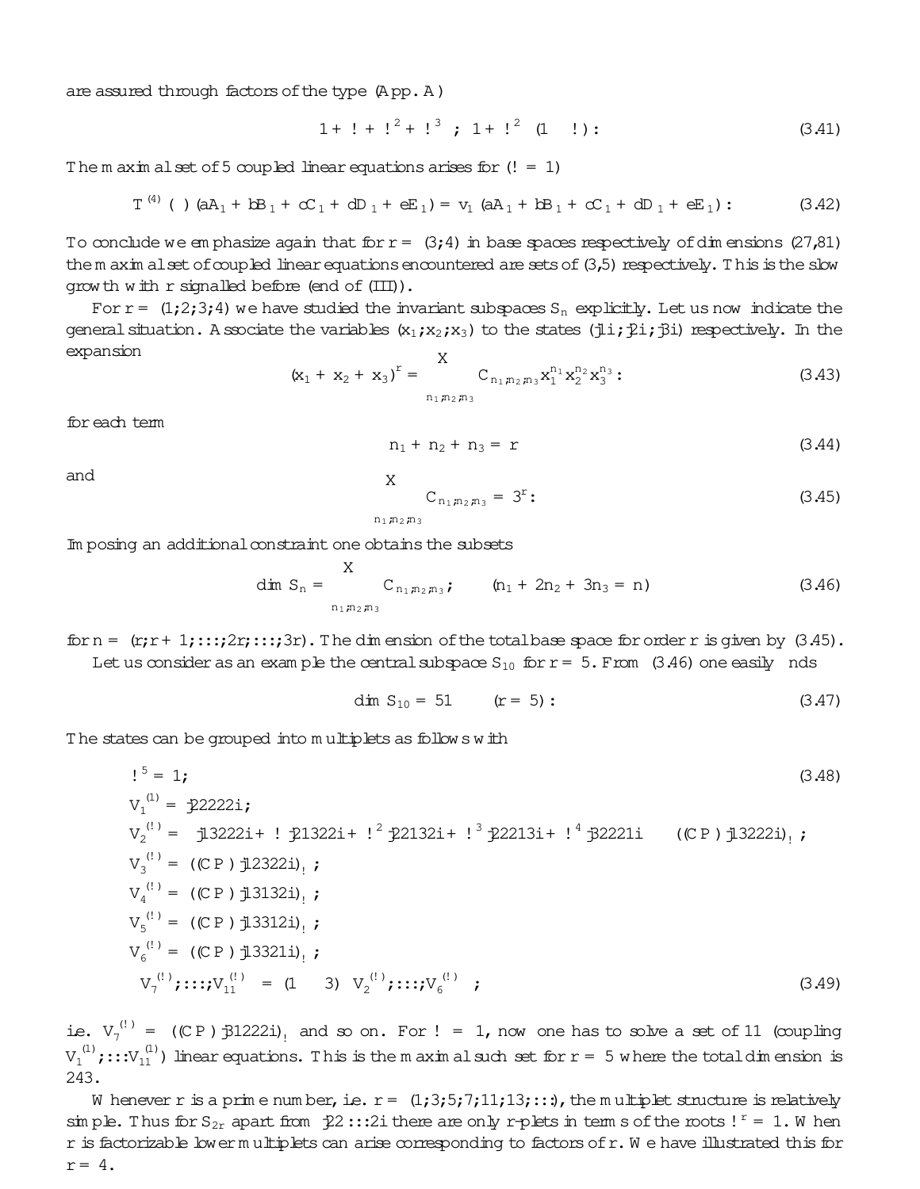are assured through factors of the type (App. A)

$$1 + \omega + \omega^2 + \omega^3 \; ; \; 1 + \omega^2 \; (1 - \omega) : \tag{3.41}$$

The maximal set of 5 coupled linear equations arises for $(\omega = 1)$

$$T^{(4)}(\ ) (aA_1 + bB_1 + cC_1 + dD_1 + eE_1) = v_1 (aA_1 + bB_1 + cC_1 + dD_1 + eE_1) : \tag{3.42}$$

To conclude we emphasize again that for $r = (3;4)$ in base spaces respectively of dimensions $(27,81)$ the maximal set of coupled linear equations encountered are sets of $(3,5)$ respectively. This is the slow growth with $r$ signalled before (end of (III)).

For $r = (1;2;3;4)$ we have studied the invariant subspaces $S_n$ explicitly. Let us now indicate the general situation. Associate the variables $(x_1;x_2;x_3)$ to the states $(|1\rangle;|2\rangle;|3\rangle)$ respectively. In the expansion

$$(x_1 + x_2 + x_3)^r = \sum_{n_1,n_2,n_3} C_{n_1,n_2,n_3} x_1^{n_1} x_2^{n_2} x_3^{n_3} : \tag{3.43}$$

for each term

$$n_1 + n_2 + n_3 = r \tag{3.44}$$

and

$$\sum_{n_1,n_2,n_3} C_{n_1,n_2,n_3} = 3^r : \tag{3.45}$$

Imposing an additional constraint one obtains the subsets

$$\dim S_n = \sum_{n_1,n_2,n_3} C_{n_1,n_2,n_3} ; \qquad (n_1 + 2n_2 + 3n_3 = n) \tag{3.46}$$

for $n = (r; r+1; \ldots; 2r; \ldots; 3r)$. The dimension of the total base space for order $r$ is given by (3.45).

Let us consider as an example the central subspace $S_{10}$ for $r = 5$. From (3.46) one easily finds

$$\dim S_{10} = 51 \qquad (r = 5) : \tag{3.47}$$

The states can be grouped into multiplets as follows with

$$\omega^5 = 1; \tag{3.48}$$

$$
\begin{aligned}
&V_1^{(1)} = |22222\rangle; \\
&V_2^{(\omega)} = |13222\rangle + \omega|21322\rangle + \omega^2|22132\rangle + \omega^3|22213\rangle + \omega^4|32221\rangle \equiv ((CP)|13222\rangle)_\omega ; \\
&V_3^{(\omega)} = ((CP)|12322\rangle)_\omega ; \\
&V_4^{(\omega)} = ((CP)|13132\rangle)_\omega ; \\
&V_5^{(\omega)} = ((CP)|13312\rangle)_\omega ; \\
&V_6^{(\omega)} = ((CP)|13321\rangle)_\omega ; \\
&V_7^{(\omega)};\ldots;V_{11}^{(\omega)} = (1 \leftrightarrow 3)\; V_2^{(\omega)};\ldots;V_6^{(\omega)} \; ;
\end{aligned} \tag{3.49}
$$

i.e. $V_7^{(\omega)} = ((CP)|31222\rangle)_\omega$ and so on. For $\omega = 1$, now one has to solve a set of 11 (coupling $V_1^{(1)};\ldots V_{11}^{(1)}$) linear equations. This is the maximal such set for $r = 5$ where the total dimension is 243.

Whenever $r$ is a prime number, i.e. $r = (1;3;5;7;11;13;\ldots)$, the multiplet structure is relatively simple. Thus for $S_{2r}$ apart from $|22\ldots2\rangle$ there are only $r$-plets in terms of the roots $\omega^r = 1$. When $r$ is factorizable lower multiplets can arise corresponding to factors of $r$. We have illustrated this for $r = 4$.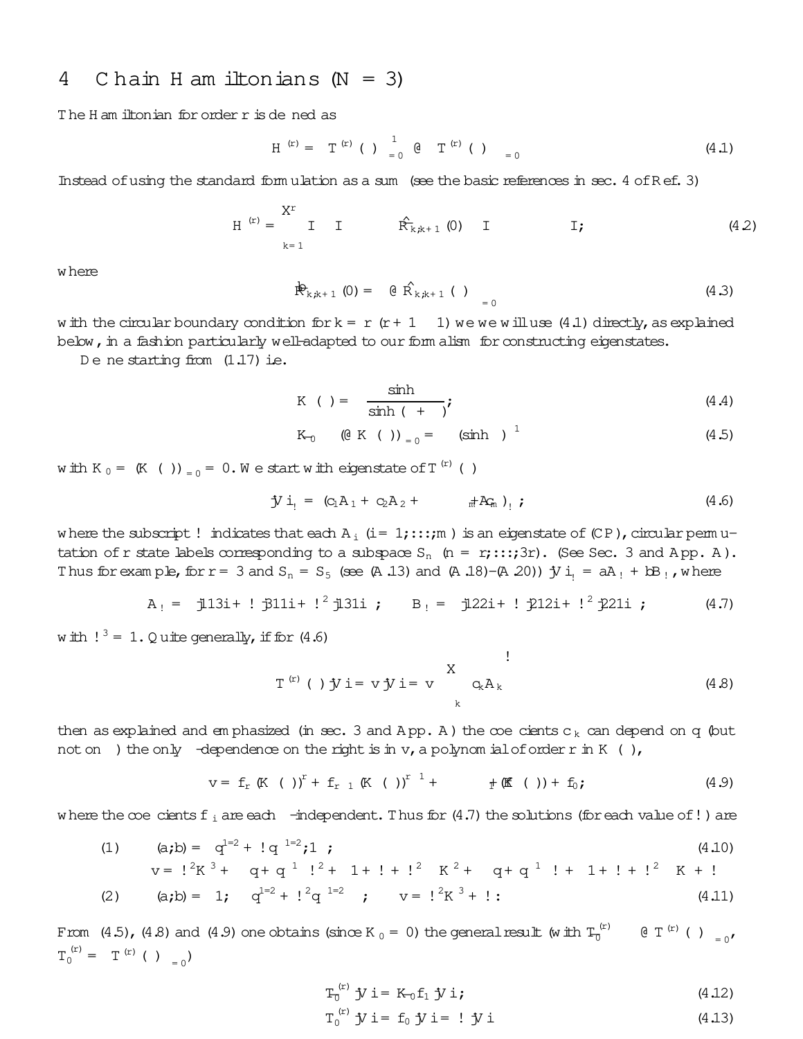# 4 Chain Hamiltonians ($N = 3$)

The Hamiltonian for order $r$ is defined as

$$H^{(r)} = \left(T^{(r)}(\theta)\right)^{-1}_{\theta=0} \left(\partial_\theta T^{(r)}(\theta)\right)_{\theta=0} \tag{4.1}$$

Instead of using the standard formulation as a sum (see the basic references in sec. 4 of Ref. 3)

$$H^{(r)} = \sum_{k=1}^{r} I \otimes I \otimes \cdots \otimes \dot{\hat{R}}_{k,k+1}(0) \otimes I \otimes \cdots \otimes I; \tag{4.2}$$

where

$$\dot{\hat{R}}_{k,k+1}(0) = \left(\partial_\theta \hat{R}_{k,k+1}(\theta)\right)_{\theta=0} \tag{4.3}$$

with the circular boundary condition for $k = r$ $(r+1 \approx 1)$ we we will use (4.1) directly, as explained below, in a fashion particularly well-adapted to our formalism for constructing eigenstates.

Define starting from (1.17) i.e.

$$K(\theta) = \frac{\sinh\theta}{\sinh(\eta+\theta)}; \tag{4.4}$$

$$\dot{K}_0 \equiv (\partial_\theta K(\theta))_{\theta=0} = (\sinh\eta)^{-1} \tag{4.5}$$

with $K_0 = (K(\theta))_{\theta=0} = 0$. We start with eigenstate of $T^{(r)}(\theta)$

$$|V\rangle_\omega = (c_1 A_1 + c_2 A_2 + \cdots + c_m A_m)_\omega; \tag{4.6}$$

where the subscript $\omega$ indicates that each $A_i$ $(i = 1,\ldots,m)$ is an eigenstate of $(CP)$, circular permutation of $r$ state labels corresponding to a subspace $S_n$ $(n = r,\ldots,3r)$. (See Sec. 3 and App. A). Thus for example, for $r = 3$ and $S_n = S_5$ (see (A.13) and (A.18)–(A.20)) $|V\rangle_\omega = aA_\omega + bB_\omega$, where

$$A_\omega = |113\rangle + \omega|311\rangle + \omega^2|131\rangle; \quad B_\omega = |122\rangle + \omega|212\rangle + \omega^2|221\rangle; \tag{4.7}$$

with $\omega^3 = 1$. Quite generally, if for (4.6)

$$T^{(r)}(\theta)|V\rangle = v|V\rangle = v\left(\sum_k c_k A_k\right) \tag{4.8}$$

then as explained and emphasized (in sec. 3 and App. A) the coefficients $c_k$ can depend on $q$ (but not on $\theta$) the only $\theta$-dependence on the right is in $v$, a polynomial of order $r$ in $K(\theta)$,

$$v = f_r(K(\theta))^r + f_{r-1}(K(\theta))^{r-1} + \cdots + f_1(K(\theta)) + f_0; \tag{4.9}$$

where the coefficients $f_i$ are each $\theta$-independent. Thus for (4.7) the solutions (for each value of $\omega$) are

$$(1) \qquad (a,b) = \left(q^{1/2} + \omega q^{-1/2}, 1\right); \tag{4.10}$$

$$v = \omega^2 K^3 + \left(\left(q + q^{-1}\right)\omega^2 + \left(1 + \omega + \omega^2\right)\right)K^2 + \left(\left(q + q^{-1}\right)\omega + \left(1 + \omega + \omega^2\right)\right)K + \omega$$

$$(2) \qquad (a,b) = \left(1, \left(q^{1/2} + \omega^2 q^{-1/2}\right)\right); \qquad v = \omega^2 K^3 + \omega. \tag{4.11}$$

From (4.5), (4.8) and (4.9) one obtains (since $K_0 = 0$) the general result (with $\dot{T}_0^{(r)} \equiv \left(\partial_\theta T^{(r)}(\theta)\right)_{\theta=0}$, $T_0^{(r)} = \left(T^{(r)}(\theta)\right)_{\theta=0}$)

$$\dot{T}_0^{(r)}|V\rangle = \dot{K}_0 f_1 |V\rangle; \tag{4.12}$$

$$T_0^{(r)}|V\rangle = f_0|V\rangle = \omega|V\rangle \tag{4.13}$$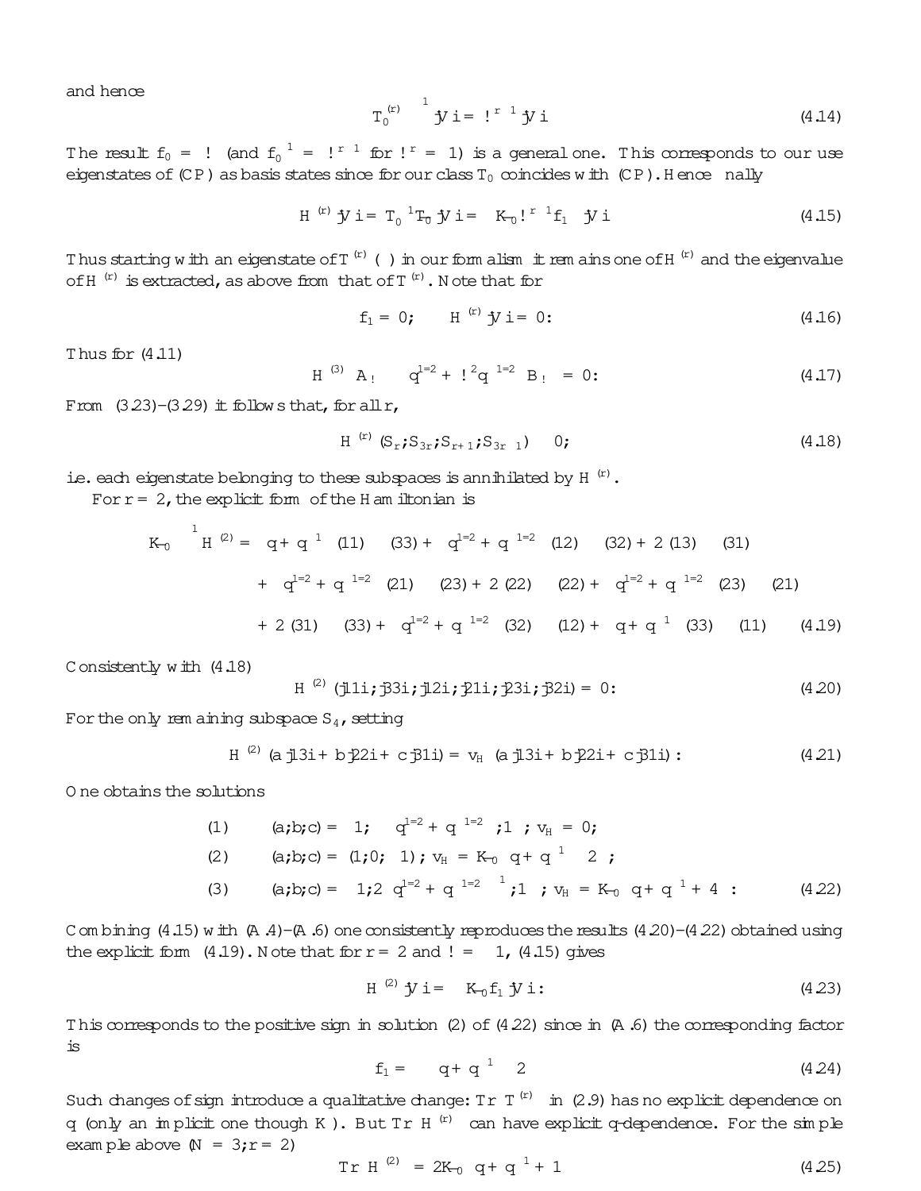and hence

$$T_0^{(r)\,-1}|V\rangle = \omega^{r-1}|V\rangle \tag{4.14}$$

The result $f_0 = \omega$ (and $f_0^{-1} = \omega^{r-1}$ for $\omega^r = 1$) is a general one. This corresponds to our use eigenstates of $(CP)$ as basis states since for our class $T_0$ coincides with $(CP)$. Hence finally

$$H^{(r)}|V\rangle = T_0^{-1}T_{\overline{0}}|V\rangle = \left(K_{\overline{0}}\,\omega^{r-1}f_1\right)|V\rangle \tag{4.15}$$

Thus starting with an eigenstate of $T^{(r)}(\theta)$ in our formalism it remains one of $H^{(r)}$ and the eigenvalue of $H^{(r)}$ is extracted, as above from that of $T^{(r)}$. Note that for

$$f_1 = 0; \qquad H^{(r)}|V\rangle = 0: \tag{4.16}$$

Thus for (4.11)

$$H^{(3)}\left(A_\omega - \left(q^{1/2} + \omega^2 q^{-1/2}\right)B_\omega\right) = 0: \tag{4.17}$$

From (3.23)–(3.29) it follows that, for all $r$,

$$H^{(r)}\left(S_r; S_{3r}; S_{r+1}; S_{3r-1}\right) \approx 0; \tag{4.18}$$

i.e. each eigenstate belonging to these subspaces is annihilated by $H^{(r)}$.

For $r = 2$, the explicit form of the Hamiltonian is

$$
\begin{aligned}
K_{\overline{0}}^{-1}H^{(2)} = {} & \left(q + q^{-1}\right)(11)\otimes(33) + \left(q^{1/2} + q^{-1/2}\right)(12)\otimes(32) + 2\,(13)\otimes(31) \\
& + \left(q^{1/2} + q^{-1/2}\right)(21)\otimes(23) + 2\,(22)\otimes(22) + \left(q^{1/2} + q^{-1/2}\right)(23)\otimes(21) \\
& + 2\,(31)\otimes(33) + \left(q^{1/2} + q^{-1/2}\right)(32)\otimes(12) + \left(q + q^{-1}\right)(33)\otimes(11)
\end{aligned}
\tag{4.19}
$$

Consistently with (4.18)

$$H^{(2)}\left(|11\rangle; |33\rangle; |12\rangle; |21\rangle; |23\rangle; |32\rangle\right) = 0: \tag{4.20}$$

For the only remaining subspace $S_4$, setting

$$H^{(2)}\left(a|13\rangle + b|22\rangle + c|31\rangle\right) = v_H\left(a|13\rangle + b|22\rangle + c|31\rangle\right): \tag{4.21}$$

One obtains the solutions

$$
\begin{aligned}
&(1) \qquad (a;b;c) = \left(1; -\left(q^{1/2} + q^{-1/2}\right); 1\right); \; v_H = 0; \\
&(2) \qquad (a;b;c) = (1;0;-1); \; v_H = K_{\overline{0}}\left(q + q^{-1} - 2\right); \\
&(3) \qquad (a;b;c) = \left(1; 2\left(q^{1/2} + q^{-1/2}\right)^{-1}; 1\right); \; v_H = K_{\overline{0}}\left(q + q^{-1} + 4\right):
\end{aligned}
\tag{4.22}
$$

Combining (4.15) with (A.4)–(A.6) one consistently reproduces the results (4.20)–(4.22) obtained using the explicit form (4.19). Note that for $r = 2$ and $\omega = -1$, (4.15) gives

$$H^{(2)}|V\rangle = -K_{\overline{0}}f_1|V\rangle: \tag{4.23}$$

This corresponds to the positive sign in solution (2) of (4.22) since in (A.6) the corresponding factor is

$$f_1 = -\left(q + q^{-1} - 2\right) \tag{4.24}$$

Such changes of sign introduce a qualitative change: $\operatorname{Tr}T^{(r)}$ in (2.9) has no explicit dependence on $q$ (only an implicit one though $K$). But $\operatorname{Tr}H^{(r)}$ can have explicit $q$-dependence. For the simple example above ($N = 3; r = 2$)

$$\operatorname{Tr}H^{(2)} = 2K_{\overline{0}}\left(q + q^{-1} + 1\right) \tag{4.25}$$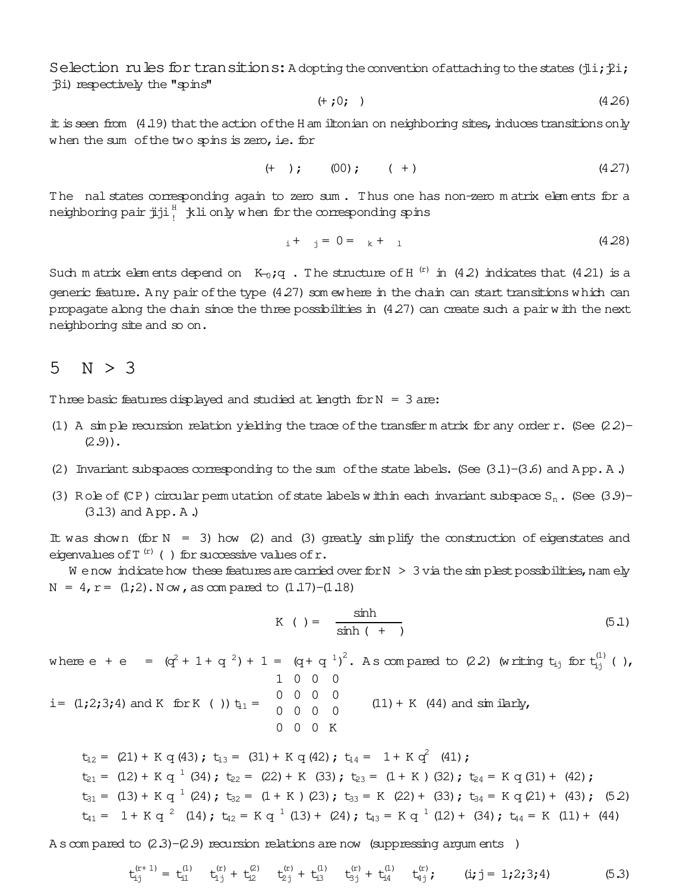**Selection rules for transitions:** Adopting the convention of attaching to the states $(|1\rangle; |2\rangle; |3\rangle)$ respectively the "spins"

$$(+; 0; -) \tag{4.26}$$

it is seen from (4.19) that the action of the Hamiltonian on neighboring sites, induces transitions only when the sum of the two spins is zero, i.e. for

$$(+-); \qquad (00); \qquad (-+) \tag{4.27}$$

The final states corresponding again to zero sum. Thus one has non-zero matrix elements for a neighboring pair $|ij\rangle \overset{H}{\to} |kl\rangle$ only when for the corresponding spins

$$\epsilon_i + \epsilon_j = 0 = \epsilon_k + \epsilon_l \tag{4.28}$$

Such matrix elements depend on $(K_0; q)$. The structure of $H^{(r)}$ in (4.2) indicates that (4.21) is a generic feature. Any pair of the type (4.27) somewhere in the chain can start transitions which can propagate along the chain since the three possibilities in (4.27) can create such a pair with the next neighboring site and so on.

# 5 $N > 3$

Three basic features displayed and studied at length for $N = 3$ are:

(1) A simple recursion relation yielding the trace of the transfer matrix for any order $r$. (See (2.2)–(2.9)).

(2) Invariant subspaces corresponding to the sum of the state labels. (See (3.1)–(3.6) and App. A.)

(3) Role of (CP) circular permutation of state labels within each invariant subspace $S_n$. (See (3.9)–(3.13) and App. A.)

It was shown (for $N = 3$) how (2) and (3) greatly simplify the construction of eigenstates and eigenvalues of $T^{(r)}(\theta)$ for successive values of $r$.

We now indicate how these features are carried over for $N > 3$ via the simplest possibilities, namely $N = 4$, $r = (1;2)$. Now, as compared to (1.17)–(1.18)

$$K(\theta) = \frac{\sinh\theta}{\sinh(\theta + \gamma)} \tag{5.1}$$

where $e^{\gamma} + e^{-\gamma} = (q^2 + 1 + q^{-2}) + 1 = (q + q^{-1})^2$. As compared to (2.2) (writing $t_{ij}$ for $t_{ij}^{(1)}(\theta)$, $i = (1;2;3;4)$ and $K$ for $K(\theta)$) $t_{11} = \begin{vmatrix} 1 & 0 & 0 & 0 \\ 0 & 0 & 0 & 0 \\ 0 & 0 & 0 & 0 \\ 0 & 0 & 0 & K \end{vmatrix} \equiv (11) + K(44)$ and similarly,

$$\begin{aligned}
&t_{12} = (21) + Kq(43);\ t_{13} = (31) + Kq(42);\ t_{14} = \left(1 + Kq^2\right)(41);\\
&t_{21} = (12) + Kq^{-1}(34);\ t_{22} = (22) + K(33);\ t_{23} = (1 + K)(32);\ t_{24} = Kq(31) + (42);\\
&t_{31} = (13) + Kq^{-1}(24);\ t_{32} = (1 + K)(23);\ t_{33} = K(22) + (33);\ t_{34} = Kq(21) + (43);\\
&t_{41} = \left(1 + Kq^{-2}\right)(14);\ t_{42} = Kq^{-1}(13) + (24);\ t_{43} = Kq^{-1}(12) + (34);\ t_{44} = K(11) + (44)
\end{aligned} \tag{5.2}$$

As compared to (2.3)–(2.9) recursion relations are now (suppressing arguments $\theta$)

$$t_{ij}^{(r+1)} = t_{i1}^{(1)} \otimes t_{1j}^{(r)} + t_{i2}^{(2)} \otimes t_{2j}^{(r)} + t_{i3}^{(1)} \otimes t_{3j}^{(r)} + t_{i4}^{(1)} \otimes t_{4j}^{(r)}; \qquad (i; j = 1;2;3;4) \tag{5.3}$$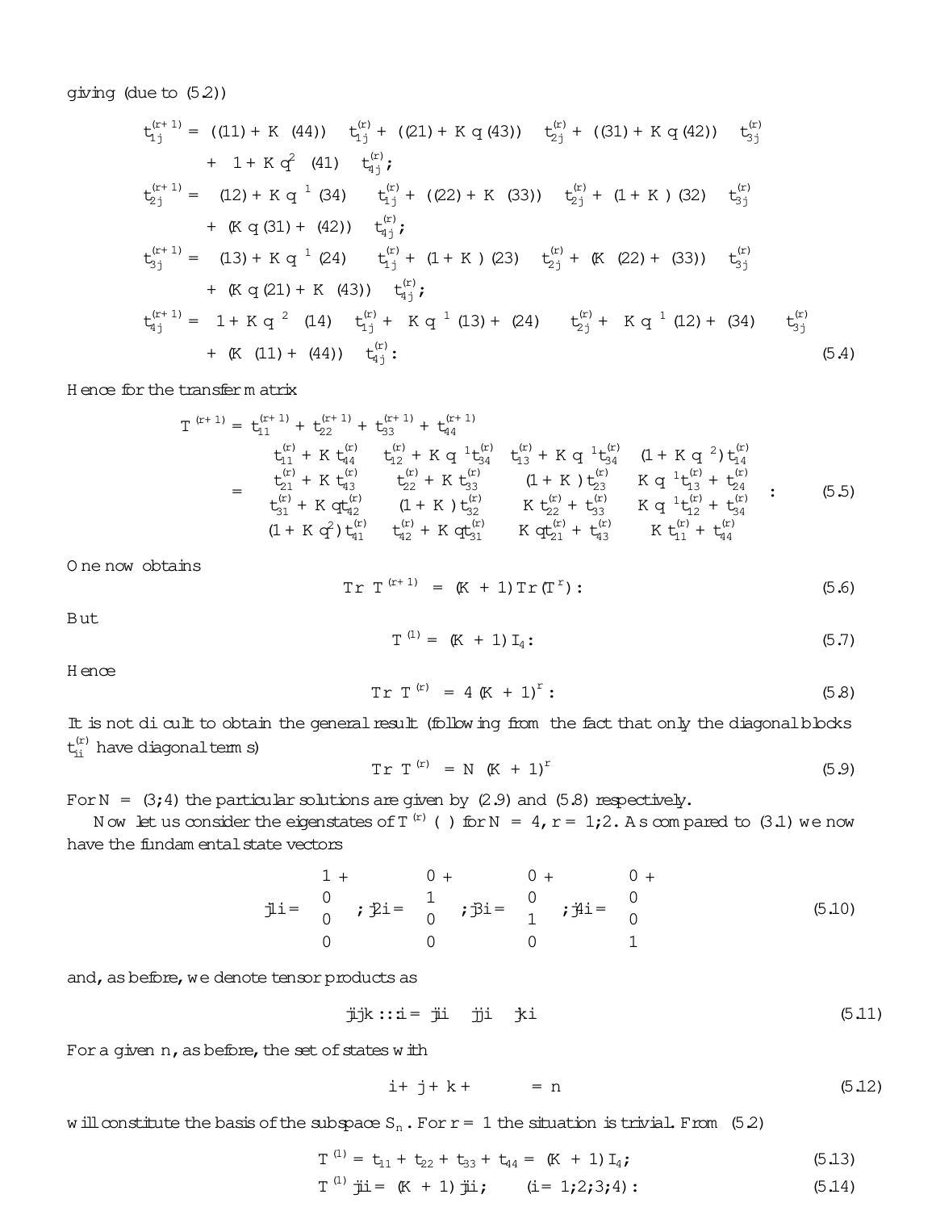giving (due to (5.2))

$$
\begin{aligned}
t_{1j}^{(r+1)} &= ((11) + K(44)) \otimes t_{1j}^{(r)} + ((21) + Kq(43)) \otimes t_{2j}^{(r)} + ((31) + Kq(42)) \otimes t_{3j}^{(r)} \\
&\quad + \left(1 + Kq^2\right)(41) \otimes t_{4j}^{(r)}; \\
t_{2j}^{(r+1)} &= \left((12) + Kq^{-1}(34)\right) \otimes t_{1j}^{(r)} + ((22) + K(33)) \otimes t_{2j}^{(r)} + (1 + K)(32) \otimes t_{3j}^{(r)} \\
&\quad + (Kq(31) + (42)) \otimes t_{4j}^{(r)}; \\
t_{3j}^{(r+1)} &= \left((13) + Kq^{-1}(24)\right) \otimes t_{1j}^{(r)} + (1 + K)(23) \otimes t_{2j}^{(r)} + (K(22) + (33)) \otimes t_{3j}^{(r)} \\
&\quad + (Kq(21) + K(43)) \otimes t_{4j}^{(r)}; \\
t_{4j}^{(r+1)} &= \left(1 + Kq^{-2}\right)(14) \otimes t_{1j}^{(r)} + \left(Kq^{-1}(13) + (24)\right) \otimes t_{2j}^{(r)} + \left(Kq^{-1}(12) + (34)\right) \otimes t_{3j}^{(r)} \\
&\quad + (K(11) + (44)) \otimes t_{4j}^{(r)}:
\end{aligned}
\tag{5.4}
$$

Hence for the transfer matrix

$$
T^{(r+1)} = t_{11}^{(r+1)} + t_{22}^{(r+1)} + t_{33}^{(r+1)} + t_{44}^{(r+1)}
= \begin{pmatrix}
t_{11}^{(r)} + Kt_{44}^{(r)} & t_{12}^{(r)} + Kq^{-1}t_{34}^{(r)} & t_{13}^{(r)} + Kq^{-1}t_{34}^{(r)} & (1 + Kq^{-2})t_{14}^{(r)} \\
t_{21}^{(r)} + Kt_{43}^{(r)} & t_{22}^{(r)} + Kt_{33}^{(r)} & (1 + K)t_{23}^{(r)} & Kq^{-1}t_{13}^{(r)} + t_{24}^{(r)} \\
t_{31}^{(r)} + Kqt_{42}^{(r)} & (1 + K)t_{32}^{(r)} & Kt_{22}^{(r)} + t_{33}^{(r)} & Kq^{-1}t_{12}^{(r)} + t_{34}^{(r)} \\
(1 + Kq^2)t_{41}^{(r)} & t_{42}^{(r)} + Kqt_{31}^{(r)} & Kqt_{21}^{(r)} + t_{43}^{(r)} & Kt_{11}^{(r)} + t_{44}^{(r)}
\end{pmatrix}: \tag{5.5}
$$

One now obtains

$$
\mathrm{Tr}\, T^{(r+1)} = (K + 1)\,\mathrm{Tr}(T^r): \tag{5.6}
$$

But

$$
T^{(1)} = (K + 1)\, I_4: \tag{5.7}
$$

Hence

$$
\mathrm{Tr}\, T^{(r)} = 4(K + 1)^r: \tag{5.8}
$$

It is not difficult to obtain the general result (following from the fact that only the diagonal blocks $t_{ii}^{(r)}$ have diagonal terms)

$$
\mathrm{Tr}\, T^{(r)} = N(K + 1)^r \tag{5.9}
$$

For $N = (3;4)$ the particular solutions are given by (2.9) and (5.8) respectively.

Now let us consider the eigenstates of $T^{(r)}(\ )$ for $N = 4$, $r = 1;2$. As compared to (3.1) we now have the fundamental state vectors

$$
|1\rangle = \begin{pmatrix} 1 \\ 0 \\ 0 \\ 0 \end{pmatrix}; \quad |2\rangle = \begin{pmatrix} 0 \\ 1 \\ 0 \\ 0 \end{pmatrix}; \quad |3\rangle = \begin{pmatrix} 0 \\ 0 \\ 1 \\ 0 \end{pmatrix}; \quad |4\rangle = \begin{pmatrix} 0 \\ 0 \\ 0 \\ 1 \end{pmatrix} \tag{5.10}
$$

and, as before, we denote tensor products as

$$
|ijk\cdots\rangle = |i\rangle \otimes |j\rangle \otimes |k\rangle \cdots \tag{5.11}
$$

For a given $n$, as before, the set of states with

$$
i + j + k + \cdots = n \tag{5.12}
$$

will constitute the basis of the subspace $S_n$. For $r = 1$ the situation is trivial. From (5.2)

$$
T^{(1)} = t_{11} + t_{22} + t_{33} + t_{44} = (K + 1)\, I_4; \tag{5.13}
$$

$$
T^{(1)}|i\rangle = (K + 1)|i\rangle; \qquad (i = 1;2;3;4): \tag{5.14}
$$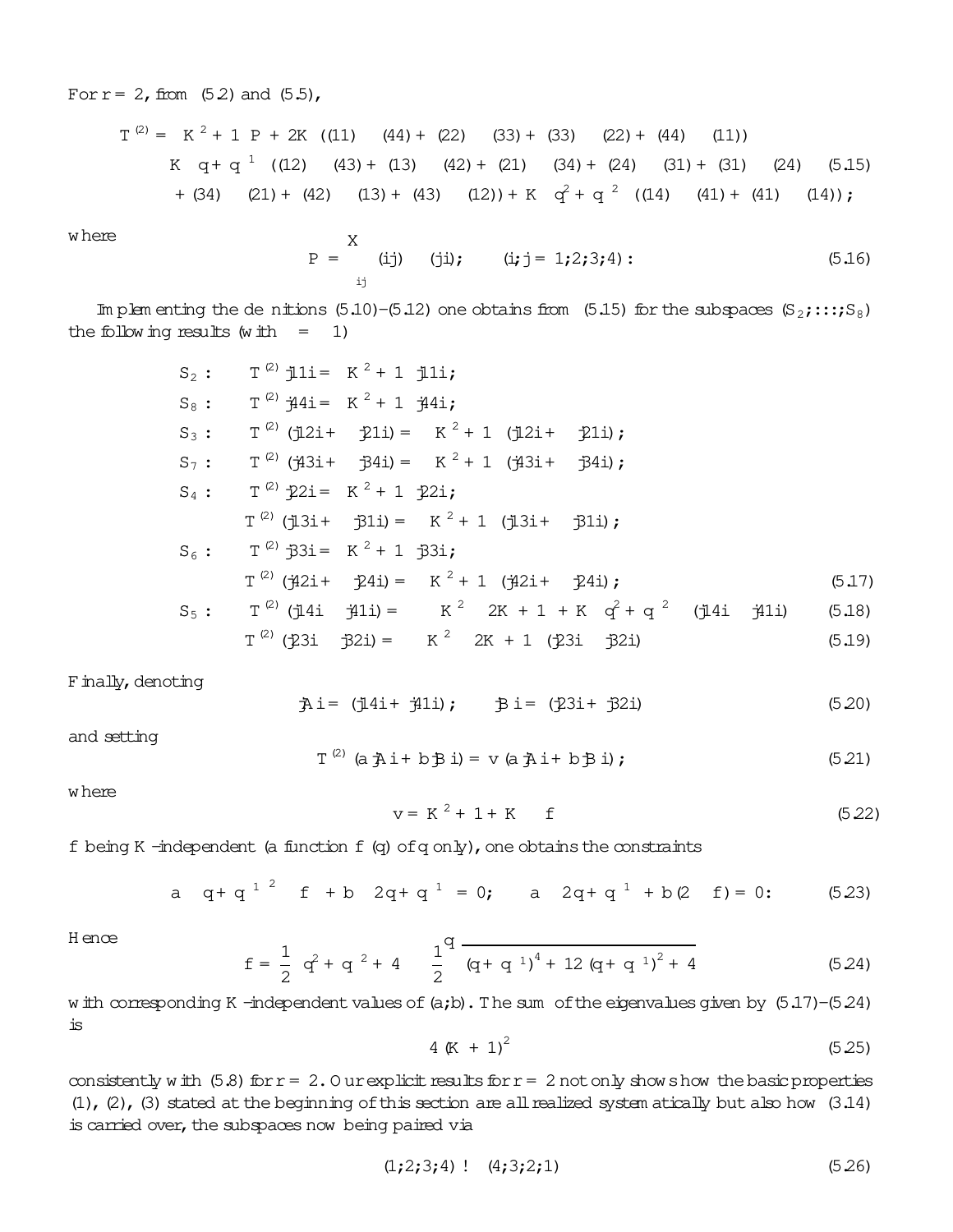For $r = 2$, from (5.2) and (5.5),

$$
\begin{aligned}
T^{(2)} = {} & \left(K^2+1\right) P + 2K\left((11)\otimes(44) + (22)\otimes(33) + (33)\otimes(22) + (44)\otimes(11)\right) \\
& - K\left(q+q^{-1}\right)\left((12)\otimes(43) + (13)\otimes(42) + (21)\otimes(34) + (24)\otimes(31) + (31)\otimes(24)\right. \\
& \left. + (34)\otimes(21) + (42)\otimes(13) + (43)\otimes(12)\right) + K\left(q^2+q^{-2}\right)\left((14)\otimes(41) + (41)\otimes(14)\right);
\end{aligned}
\tag{5.15}
$$

where

$$
P = \sum_{ij} (ij)\otimes(ji); \qquad (i,j = 1,2,3,4): \tag{5.16}
$$

Implementing the definitions (5.10)–(5.12) one obtains from (5.15) for the subspaces $(S_2,\dots,S_8)$ the following results (with $\epsilon = 1$)

$$
\begin{aligned}
S_2: &\quad T^{(2)}|11\rangle = \left(K^2+1\right)|11\rangle; \\
S_8: &\quad T^{(2)}|44\rangle = \left(K^2+1\right)|44\rangle; \\
S_3: &\quad T^{(2)}\left(|12\rangle + |21\rangle\right) = \left(K^2+1\right)\left(|12\rangle + |21\rangle\right); \\
S_7: &\quad T^{(2)}\left(|43\rangle + |34\rangle\right) = \left(K^2+1\right)\left(|43\rangle + |34\rangle\right); \\
S_4: &\quad T^{(2)}|22\rangle = \left(K^2+1\right)|22\rangle; \\
&\quad T^{(2)}\left(|13\rangle + |31\rangle\right) = \left(K^2+1\right)\left(|13\rangle + |31\rangle\right); \\
S_6: &\quad T^{(2)}|33\rangle = \left(K^2+1\right)|33\rangle; \\
&\quad T^{(2)}\left(|42\rangle + |24\rangle\right) = \left(K^2+1\right)\left(|42\rangle + |24\rangle\right);
\end{aligned}
\tag{5.17}
$$

$$
S_5: \quad T^{(2)}\left(|14\rangle - |41\rangle\right) = -\left(K^2 - 2K + 1 + K\left(q^2+q^{-2}\right)\right)\left(|14\rangle - |41\rangle\right) \tag{5.18}
$$

$$
T^{(2)}\left(|23\rangle - |32\rangle\right) = -\left(K^2 - 2K + 1\right)\left(|23\rangle - |32\rangle\right) \tag{5.19}
$$

Finally, denoting

$$
|A\rangle = \left(|14\rangle + |41\rangle\right); \qquad |B\rangle = \left(|23\rangle + |32\rangle\right) \tag{5.20}
$$

and setting

$$
T^{(2)}\left(a|A\rangle + b|B\rangle\right) = v\left(a|A\rangle + b|B\rangle\right); \tag{5.21}
$$

where

$$
v = K^2 + 1 + K f \tag{5.22}
$$

$f$ being $K$-independent (a function $f(q)$ of $q$ only), one obtains the constraints

$$
a\left(\left(q+q^{-1}\right)^2 - f\right) + b\left(2\left(q+q^{-1}\right)\right) = 0; \qquad a\left(2\left(q+q^{-1}\right)\right) + b(2-f) = 0: \tag{5.23}
$$

Hence

$$
f = \frac{1}{2}\left(q^2+q^{-2}+4\right) \pm \frac{1}{2}\sqrt{\left(q+q^{-1}\right)^4 + 12\left(q+q^{-1}\right)^2 + 4} \tag{5.24}
$$

with corresponding $K$-independent values of $(a,b)$. The sum of the eigenvalues given by (5.17)–(5.24) is

$$
4(K+1)^2 \tag{5.25}
$$

consistently with (5.8) for $r = 2$. Our explicit results for $r = 2$ not only shows how the basic properties (1), (2), (3) stated at the beginning of this section are all realized systematically but also how (3.14) is carried over, the subspaces now being paired via

$$
(1,2,3,4) \rightarrow (4,3,2,1) \tag{5.26}
$$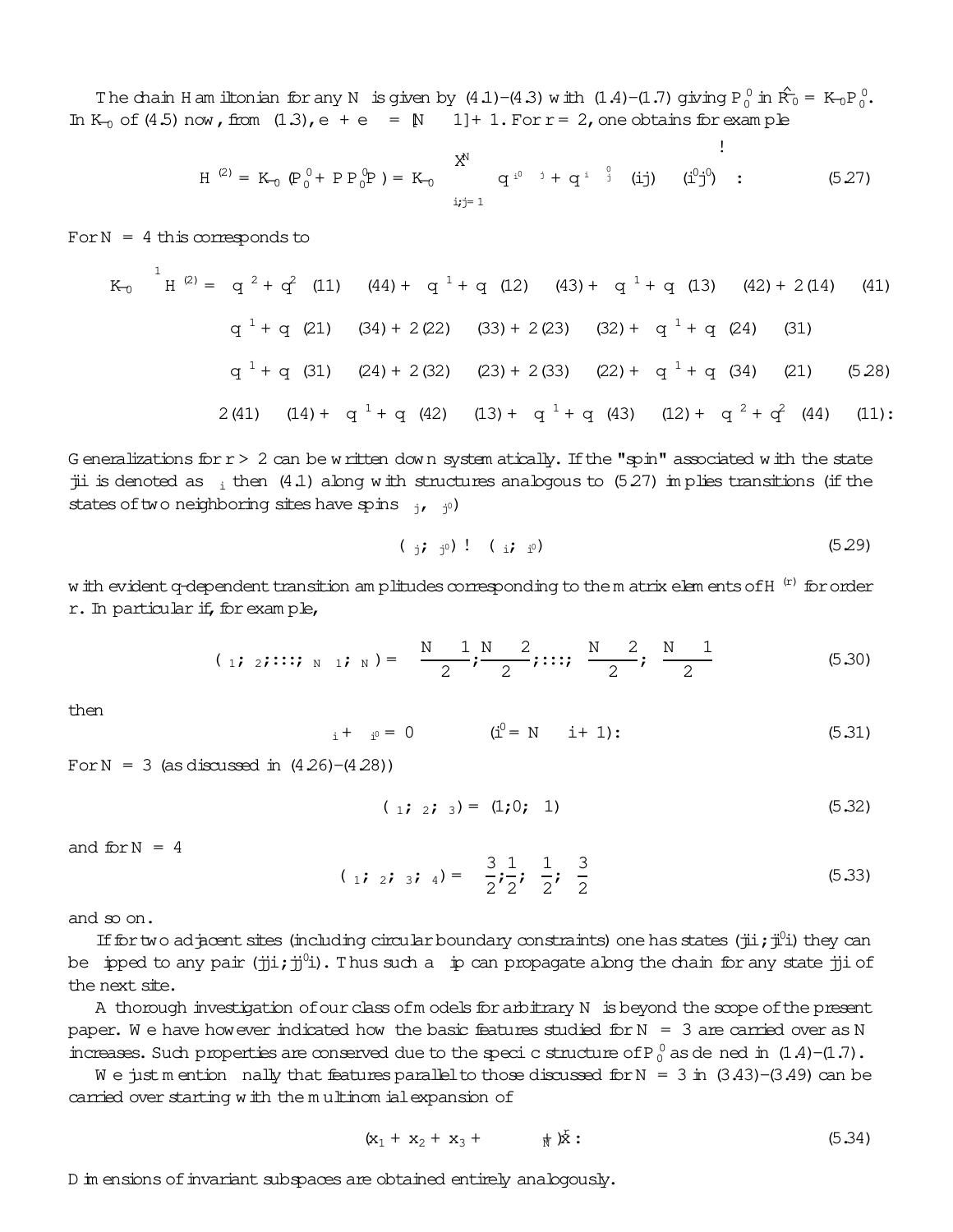The chain Hamiltonian for any $N$ is given by (4.1)–(4.3) with (1.4)–(1.7) giving $P_0^0$ in $\hat{R}_0 = K_0 P_0^0$. In $K_0$ of (4.5) now, from (1.3), $\epsilon + \epsilon' = [N-1]+1$. For $r = 2$, one obtains for example

$$H^{(2)} = K_0 (P_0^0 + P P_0^0 P) = K_0 \left( \sum_{i,j=1}^{N} \left( q^{i'-j} + q^{-(i'-j)} \right) (ij) \otimes (i'j') \right) : \tag{5.27}$$

For $N = 4$ this corresponds to

$$\begin{aligned}
K_0^{-1} H^{(2)} = {} & \left(q^{-2} + q^2\right) (11) \otimes (44) + \left(q^{-1} + q\right) (12) \otimes (43) + \left(q^{-1} + q\right) (13) \otimes (42) + 2\,(14) \otimes (41) \\
& \left(q^{-1} + q\right) (21) \otimes (34) + 2\,(22) \otimes (33) + 2\,(23) \otimes (32) + \left(q^{-1} + q\right) (24) \otimes (31) \\
& \left(q^{-1} + q\right) (31) \otimes (24) + 2\,(32) \otimes (23) + 2\,(33) \otimes (22) + \left(q^{-1} + q\right) (34) \otimes (21) \\
& 2\,(41) \otimes (14) + \left(q^{-1} + q\right) (42) \otimes (13) + \left(q^{-1} + q\right) (43) \otimes (12) + \left(q^{-2} + q^2\right) (44) \otimes (11) :
\end{aligned} \tag{5.28}$$

Generalizations for $r > 2$ can be written down systematically. If the "spin" associated with the state $|i\rangle$ is denoted as $\sigma_i$ then (4.1) along with structures analogous to (5.27) implies transitions (if the states of two neighboring sites have spins $\sigma_j$, $\sigma_{j'}$)

$$(\sigma_j; \sigma_{j'}) \to (\sigma_i; \sigma_{i'}) \tag{5.29}$$

with evident $q$-dependent transition amplitudes corresponding to the matrix elements of $H^{(r)}$ for order $r$. In particular if, for example,

$$(\sigma_1; \sigma_2; \dots; \sigma_{N-1}; \sigma_N) = \left( \frac{N-1}{2}; \frac{N-2}{2}; \dots; -\frac{N-2}{2}; -\frac{N-1}{2} \right) \tag{5.30}$$

then

$$\sigma_i + \sigma_{i'} = 0 \qquad (i' = N - i + 1): \tag{5.31}$$

For $N = 3$ (as discussed in (4.26)–(4.28))

$$(\sigma_1; \sigma_2; \sigma_3) = (1; 0; -1) \tag{5.32}$$

and for $N = 4$

$$(\sigma_1; \sigma_2; \sigma_3; \sigma_4) = \left( \frac{3}{2}; \frac{1}{2}; -\frac{1}{2}; -\frac{3}{2} \right) \tag{5.33}$$

and so on.

If for two adjacent sites (including circular boundary constraints) one has states $(|i\rangle; |i'\rangle)$ they can be flipped to any pair $(|j\rangle; |j'\rangle)$. Thus such a flip can propagate along the chain for any state $|j\rangle$ of the next site.

A thorough investigation of our class of models for arbitrary $N$ is beyond the scope of the present paper. We have however indicated how the basic features studied for $N = 3$ are carried over as $N$ increases. Such properties are conserved due to the specific structure of $P_0^0$ as defined in (1.4)–(1.7).

We just mention finally that features parallel to those discussed for $N = 3$ in (3.43)–(3.49) can be carried over starting with the multinomial expansion of

$$(x_1 + x_2 + x_3 + \cdots + x_N)^r : \tag{5.34}$$

Dimensions of invariant subspaces are obtained entirely analogously.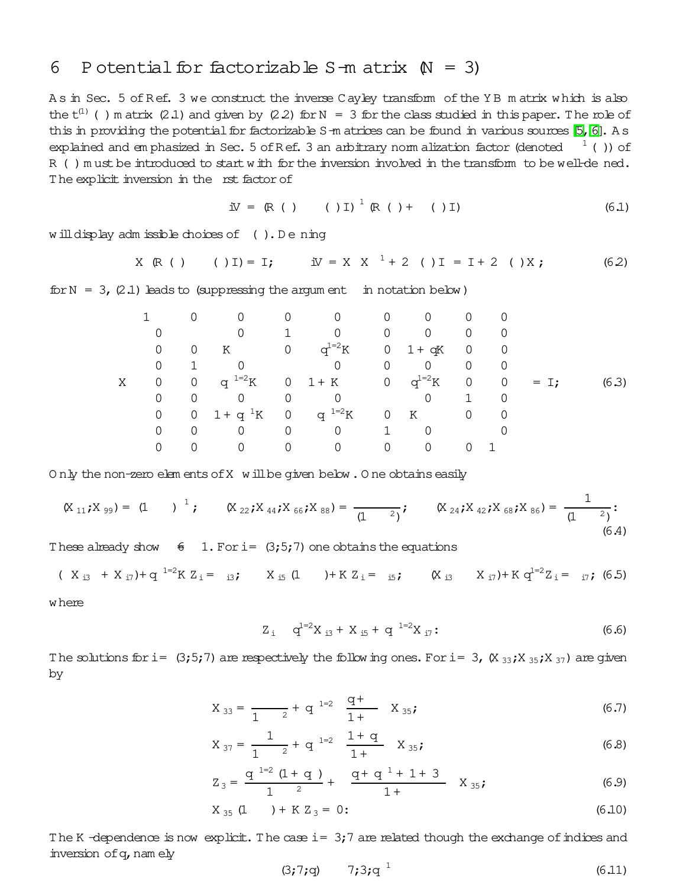# 6 Potential for factorizable S-matrix (N = 3)

As in Sec. 5 of Ref. 3 we construct the inverse Cayley transform of the YB matrix which is also the $t^{(1)}(\theta)$ matrix (2.1) and given by (2.2) for N = 3 for the class studied in this paper. The role of this in providing the potential for factorizable S-matrices can be found in various sources [5, 6]. As explained and emphasized in Sec. 5 of Ref. 3 an arbitrary normalization factor (denoted $\lambda^{-1}(\theta)$) of $R(\theta)$ must be introduced to start with for the inversion involved in the transform to be well-defined. The explicit inversion in the first factor of

$$iV = (R(\theta) - \lambda(\theta)I)^{-1}(R(\theta) + \lambda(\theta)I) \tag{6.1}$$

will display admissible choices of $\lambda(\theta)$. Defining

$$X(R(\theta) - \lambda(\theta)I) = I; \qquad iV = X\,X^{-1} + 2\lambda(\theta)I = I + 2\lambda(\theta)X; \tag{6.2}$$

for N = 3, (2.1) leads to (suppressing the argument $\theta$ in notation below)

$$X\begin{pmatrix}
1-\lambda & 0 & 0 & 0 & 0 & 0 & 0 & 0 & 0\\
0 & -\lambda & 0 & 1 & 0 & 0 & 0 & 0 & 0\\
0 & 0 & K-\lambda & 0 & q^{1/2}K & 0 & 1+qK & 0 & 0\\
0 & 1 & 0 & -\lambda & 0 & 0 & 0 & 0 & 0\\
0 & 0 & q^{-1/2}K & 0 & 1+K-\lambda & 0 & q^{1/2}K & 0 & 0\\
0 & 0 & 0 & 0 & 0 & -\lambda & 0 & 1 & 0\\
0 & 0 & 1+q^{-1}K & 0 & q^{-1/2}K & 0 & K-\lambda & 0 & 0\\
0 & 0 & 0 & 0 & 0 & 1 & 0 & -\lambda & 0\\
0 & 0 & 0 & 0 & 0 & 0 & 0 & 0 & 1-\lambda
\end{pmatrix} = I; \tag{6.3}$$

Only the non-zero elements of $X$ will be given below. One obtains easily

$$(X_{11}; X_{99}) = (1-\lambda)^{-1}; \qquad (X_{22}; X_{44}; X_{66}; X_{88}) = \frac{-\lambda}{(1-\lambda^2)}; \qquad (X_{24}; X_{42}; X_{68}; X_{86}) = \frac{1}{(1-\lambda^2)}: \tag{6.4}$$

These already show $\lambda \neq \pm 1$. For $i = (3; 5; 7)$ one obtains the equations

$$(-\lambda X_{i3} + X_{i7}) + q^{-1/2}KZ_i = \delta_{i3}; \qquad X_{i5}(1-\lambda) + KZ_i = \delta_{i5}; \qquad (X_{i3} - \lambda X_{i7}) + Kq^{1/2}Z_i = \delta_{i7}; \tag{6.5}$$

where

$$Z_i \equiv q^{1/2}X_{i3} + X_{i5} + q^{-1/2}X_{i7}: \tag{6.6}$$

The solutions for $i = (3; 5; 7)$ are respectively the following ones. For $i = 3$, $(X_{33}; X_{35}; X_{37})$ are given by

$$X_{33} = \frac{\lambda}{1-\lambda^2} + q^{-1/2}\left(\frac{q+\lambda}{1+\lambda}\right)X_{35}; \tag{6.7}$$

$$X_{37} = \frac{1}{1-\lambda^2} + q^{-1/2}\left(\frac{1+\lambda q}{1+\lambda}\right)X_{35}; \tag{6.8}$$

$$Z_3 = \frac{q^{-1/2}(1+q\lambda)}{1-\lambda^2} + \left(\frac{q+q^{-1}+1+3\lambda}{1+\lambda}\right)X_{35}; \tag{6.9}$$

$$X_{35}(1-\lambda) + KZ_3 = 0: \tag{6.10}$$

The $K$-dependence is now explicit. The case $i = 3; 7$ are related though the exchange of indices and inversion of $q$, namely

$$(3; 7; q) \rightleftarrows (7; 3; q^{-1}) \tag{6.11}$$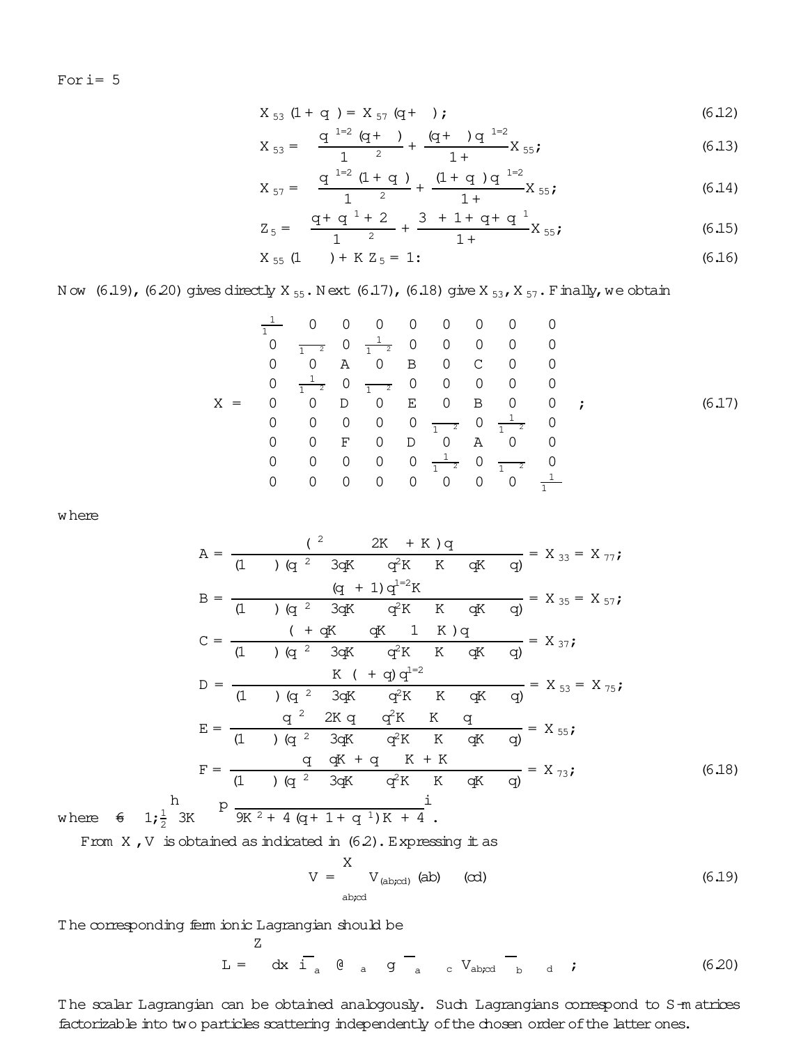For $i = 5$

$$X_{53}\,(1+q\lambda) = X_{57}\,(q+\lambda); \tag{6.12}$$

$$X_{53} = -\frac{q^{1/2}(q+\lambda)}{1-\lambda^2} + \frac{(q+\lambda)\,q^{-1/2}}{1+\lambda}X_{55}; \tag{6.13}$$

$$X_{57} = -\frac{q^{-1/2}(1+q\lambda)}{1-\lambda^2} + \frac{(1+q\lambda)\,q^{-1/2}}{1+\lambda}X_{55}; \tag{6.14}$$

$$Z_5 = -\frac{q+q^{-1}+2\lambda}{1-\lambda^2} + \frac{3\lambda+1+q+q^{-1}}{1+\lambda}X_{55}; \tag{6.15}$$

$$X_{55}\,(1-\lambda) + K\,Z_5 = 1: \tag{6.16}$$

Now (6.19), (6.20) gives directly $X_{55}$. Next (6.17), (6.18) give $X_{53}$, $X_{57}$. Finally, we obtain

$$X = \begin{pmatrix}
\frac{1}{1-\lambda} & 0 & 0 & 0 & 0 & 0 & 0 & 0 & 0 \\
0 & \frac{\lambda}{1-\lambda^2} & 0 & \frac{1}{1-\lambda^2} & 0 & 0 & 0 & 0 & 0 \\
0 & 0 & A & 0 & B & 0 & C & 0 & 0 \\
0 & \frac{1}{1-\lambda^2} & 0 & \frac{\lambda}{1-\lambda^2} & 0 & 0 & 0 & 0 & 0 \\
0 & 0 & D & 0 & E & 0 & B & 0 & 0 \\
0 & 0 & 0 & 0 & 0 & \frac{\lambda}{1-\lambda^2} & 0 & \frac{1}{1-\lambda^2} & 0 \\
0 & 0 & F & 0 & D & 0 & A & 0 & 0 \\
0 & 0 & 0 & 0 & 0 & \frac{1}{1-\lambda^2} & 0 & \frac{\lambda}{1-\lambda^2} & 0 \\
0 & 0 & 0 & 0 & 0 & 0 & 0 & 0 & \frac{1}{1-\lambda}
\end{pmatrix}; \tag{6.17}$$

where

$$A = \frac{(\lambda^2-2K\lambda+K)\,q}{(1-\lambda)(q\lambda^2-3qK\lambda-q^2K-K-qK-q)} = X_{33} = X_{77};$$

$$B = \frac{(q+1)\,q^{1/2}K}{(1-\lambda)(q\lambda^2-3qK\lambda-q^2K-K-qK-q)} = X_{35} = X_{57};$$

$$C = \frac{(\lambda+qK\lambda-qK-1-K\lambda)\,q}{(1-\lambda)(q\lambda^2-3qK\lambda-q^2K-K-qK-q)} = X_{37};$$

$$D = \frac{K(\lambda+q)\,q^{1/2}}{(1-\lambda)(q\lambda^2-3qK\lambda-q^2K-K-qK-q)} = X_{53} = X_{75};$$

$$E = \frac{q\lambda^2-2Kq\lambda-q^2K-K-q}{(1-\lambda)(q\lambda^2-3qK\lambda-q^2K-K-qK-q)} = X_{55};$$

$$F = \frac{q\lambda-qK\lambda+q-K\lambda+K}{(1-\lambda)(q\lambda^2-3qK\lambda-q^2K-K-qK-q)} = X_{73}; \tag{6.18}$$

where $\lambda \neq 1; \frac{1}{2}\left[-3K \pm \sqrt{9K^2+4(q+1+q^{-1})K+4}\,\right]$.

From $X$, $V$ is obtained as indicated in (6.2). Expressing it as

$$V = \sum_{ab;cd} V_{(ab;cd)}\,(ab)\otimes(cd) \tag{6.19}$$

The corresponding fermionic Lagrangian should be

$$L = \int dx\; i\bar{\psi}_a\,\partial\!\!\!/\,\psi_a - g\,\bar{\psi}_a\psi_c\,V_{ab;cd}\,\bar{\psi}_b\psi_d\;; \tag{6.20}$$

The scalar Lagrangian can be obtained analogously. Such Lagrangians correspond to S-matrices factorizable into two particles scattering independently of the chosen order of the latter ones.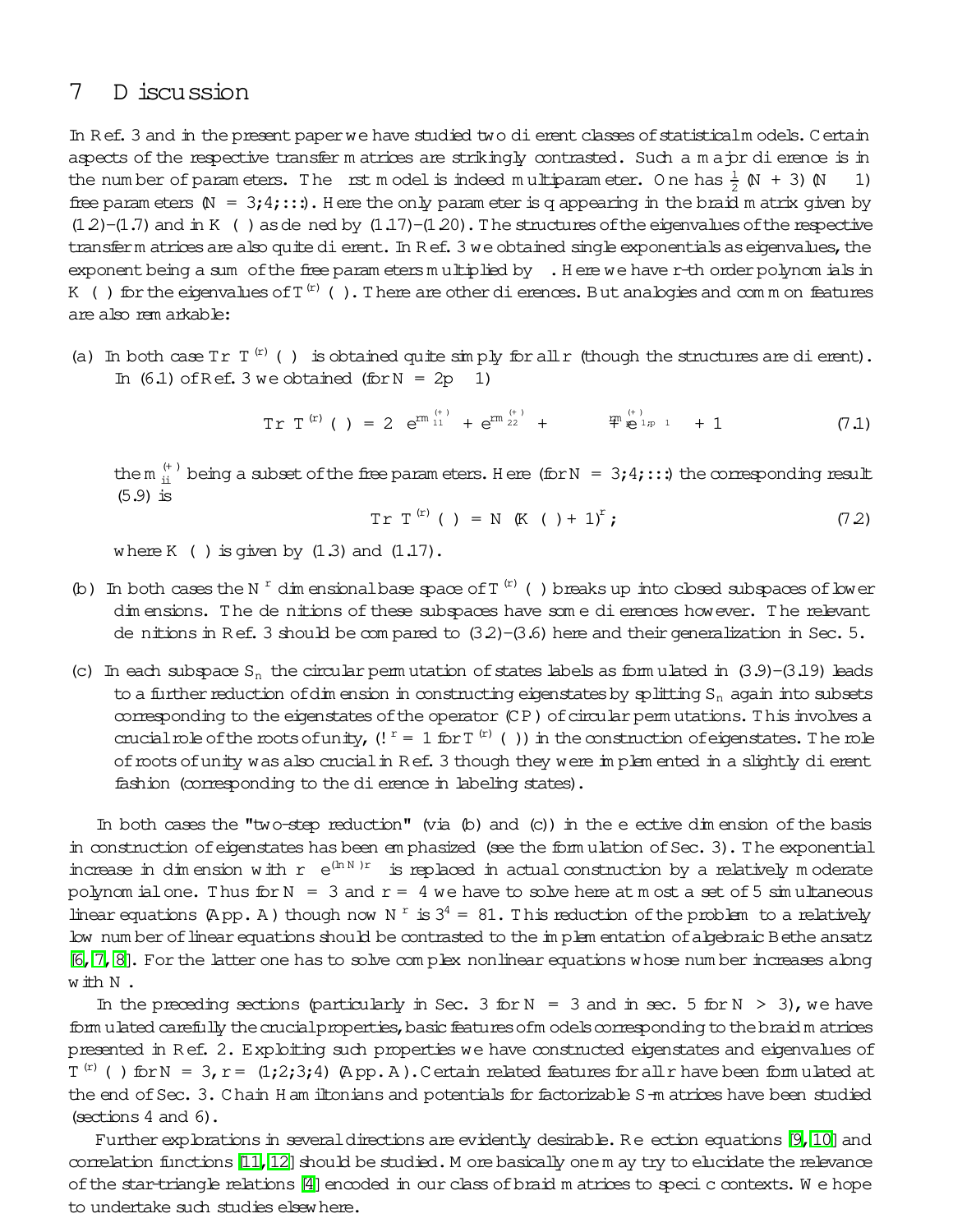## 7 Discussion

In Ref. 3 and in the present paper we have studied two different classes of statistical models. Certain aspects of the respective transfer matrices are strikingly contrasted. Such a major difference is in the number of parameters. The first model is indeed multiparameter. One has $\frac{1}{2}(N+3)(N-1)$ free parameters $(N = 3,4,\ldots)$. Here the only parameter is $q$ appearing in the braid matrix given by (1.2)–(1.7) and in $K(\theta)$ as defined by (1.17)–(1.20). The structures of the eigenvalues of the respective transfer matrices are also quite different. In Ref. 3 we obtained single exponentials as eigenvalues, the exponent being a sum of the free parameters multiplied by $\theta$. Here we have $r$-th order polynomials in $K(\theta)$ for the eigenvalues of $T^{(r)}(\theta)$. There are other differences. But analogies and common features are also remarkable:

(a) In both case $\mathrm{Tr}\,T^{(r)}(\theta)$ is obtained quite simply for all $r$ (though the structures are different). In (6.1) of Ref. 3 we obtained (for $N = 2p-1$)

$$\mathrm{Tr}\,T^{(r)}(\theta) = 2\left(e^{r\theta m^{(+)}_{11}} + e^{r\theta m^{(+)}_{22}} + \cdots + e^{r\theta m^{(+)}_{p-1,p-1}}\right) + 1 \tag{7.1}$$

the $m^{(+)}_{ii}$ being a subset of the free parameters. Here (for $N = 3,4,\ldots$) the corresponding result (5.9) is

$$\mathrm{Tr}\,T^{(r)}(\theta) = N\,(K(\theta)+1)^r, \tag{7.2}$$

where $K(\theta)$ is given by (1.3) and (1.17).

(b) In both cases the $N^r$ dimensional base space of $T^{(r)}(\theta)$ breaks up into closed subspaces of lower dimensions. The definitions of these subspaces have some differences however. The relevant definitions in Ref. 3 should be compared to (3.2)–(3.6) here and their generalization in Sec. 5.

(c) In each subspace $S_n$ the circular permutation of states labels as formulated in (3.9)–(3.19) leads to a further reduction of dimension in constructing eigenstates by splitting $S_n$ again into subsets corresponding to the eigenstates of the operator (CP) of circular permutations. This involves a crucial role of the roots of unity, ($\omega^r = 1$ for $T^{(r)}(\theta)$) in the construction of eigenstates. The role of roots of unity was also crucial in Ref. 3 though they were implemented in a slightly different fashion (corresponding to the difference in labeling states).

In both cases the "two-step reduction" (via (b) and (c)) in the effective dimension of the basis in construction of eigenstates has been emphasized (see the formulation of Sec. 3). The exponential increase in dimension with $r \approx e^{(\ln N)r}$ is replaced in actual construction by a relatively moderate polynomial one. Thus for $N = 3$ and $r = 4$ we have to solve here at most a set of 5 simultaneous linear equations (App. A) though now $N^r$ is $3^4 = 81$. This reduction of the problem to a relatively low number of linear equations should be contrasted to the implementation of algebraic Bethe ansatz [6, 7, 8]. For the latter one has to solve complex nonlinear equations whose number increases along with $N$.

In the preceding sections (particularly in Sec. 3 for $N = 3$ and in sec. 5 for $N > 3$), we have formulated carefully the crucial properties, basic features of models corresponding to the braid matrices presented in Ref. 2. Exploiting such properties we have constructed eigenstates and eigenvalues of $T^{(r)}(\theta)$ for $N = 3$, $r = (1;2;3;4)$ (App. A). Certain related features for all $r$ have been formulated at the end of Sec. 3. Chain Hamiltonians and potentials for factorizable S-matrices have been studied (sections 4 and 6).

Further explorations in several directions are evidently desirable. Reflection equations [9, 10] and correlation functions [11, 12] should be studied. More basically one may try to elucidate the relevance of the star-triangle relations [4] encoded in our class of braid matrices to specific contexts. We hope to undertake such studies elsewhere.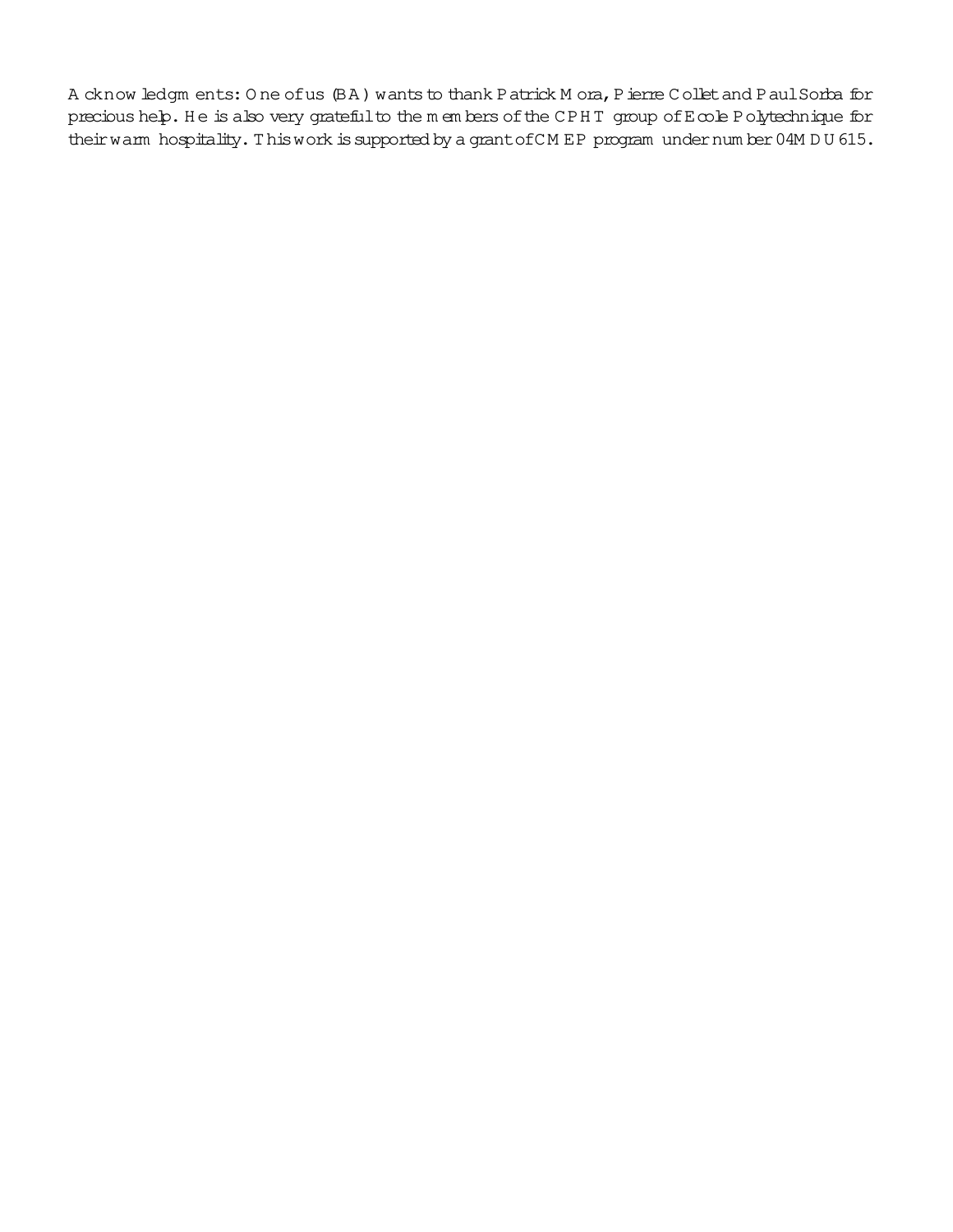**Acknowledgments:** One of us (BA) wants to thank Patrick Mora, Pierre Collet and Paul Sorba for precious help. He is also very grateful to the members of the CPHT group of Ecole Polytechnique for their warm hospitality. This work is supported by a grant of CMEP program under number 04MDU615.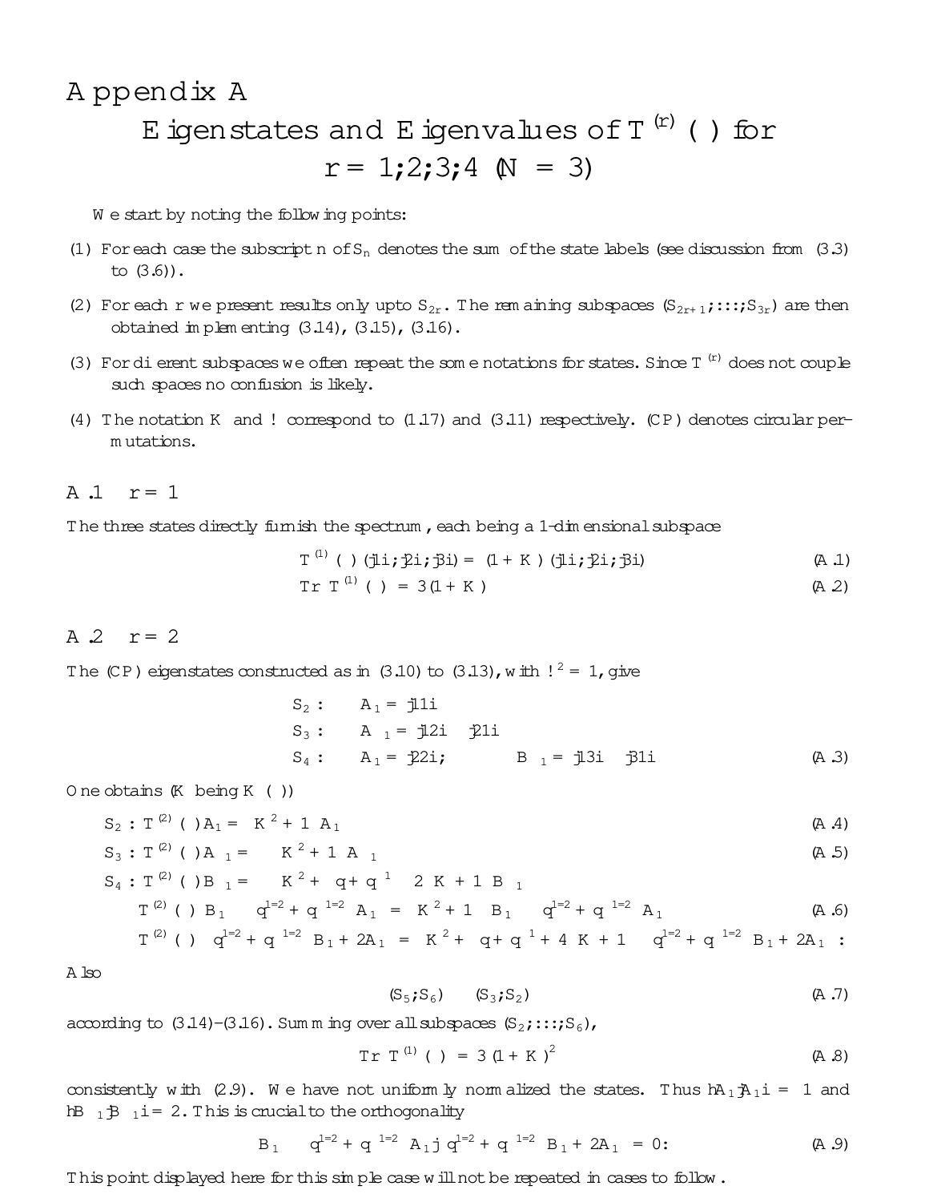# Appendix A

## Eigenstates and Eigenvalues of $T^{(r)}(\theta)$ for $r = 1,2,3,4$ ($N = 3$)

We start by noting the following points:

(1) For each case the subscript $n$ of $S_n$ denotes the sum of the state labels (see discussion from (3.3) to (3.6)).

(2) For each $r$ we present results only upto $S_{2r}$. The remaining subspaces $(S_{2r+1}; \ldots; S_{3r})$ are then obtained implementing (3.14), (3.15), (3.16).

(3) For different subspaces we often repeat the some notations for states. Since $T^{(r)}$ does not couple such spaces no confusion is likely.

(4) The notation $K$ and $\omega$ correspond to (1.17) and (3.11) respectively. (CP) denotes circular permutations.

### A.1 $r = 1$

The three states directly furnish the spectrum, each being a 1-dimensional subspace

$$T^{(1)}(\theta)(|1\rangle; |2\rangle; |3\rangle) = (1 + K)(|1\rangle; |2\rangle; |3\rangle) \tag{A.1}$$

$$\mathrm{Tr}\, T^{(1)}(\theta) = 3(1 + K) \tag{A.2}$$

### A.2 $r = 2$

The (CP) eigenstates constructed as in (3.10) to (3.13), with $\omega^2 = 1$, give

$$\begin{aligned}
S_2 :&\quad A_1 = |11\rangle \\
S_3 :&\quad A_{-1} = |12\rangle - |21\rangle \\
S_4 :&\quad A_1 = |22\rangle; \qquad B_{-1} = |13\rangle - |31\rangle
\end{aligned} \tag{A.3}$$

One obtains ($K$ being $K(\theta)$)

$$S_2 : T^{(2)}(\theta) A_1 = \left(K^2 + 1\right) A_1 \tag{A.4}$$

$$S_3 : T^{(2)}(\theta) A_{-1} = -\left(K^2 + 1\right) A_{-1} \tag{A.5}$$

$$\begin{aligned}
S_4 : T^{(2)}(\theta) B_{-1} &= -\left(K^2 + \left(q + q^{-1} - 2\right) K + 1\right) B_{-1} \\
T^{(2)}(\theta)\left(B_1 - \left(q^{1/2} + q^{-1/2}\right) A_1\right) &= \left(K^2 + 1\right)\left(B_1 - \left(q^{1/2} + q^{-1/2}\right) A_1\right) \\
T^{(2)}(\theta)\left(\left(q^{1/2} + q^{-1/2}\right) B_1 + 2A_1\right) &= \left(K^2 + \left(q + q^{-1} + 4\right) K + 1\right)\left(\left(q^{1/2} + q^{-1/2}\right) B_1 + 2A_1\right) :
\end{aligned} \tag{A.6}$$

Also

$$(S_5; S_6) \approx (S_3; S_2) \tag{A.7}$$

according to (3.14)–(3.16). Summing over all subspaces $(S_2; \ldots; S_6)$,

$$\mathrm{Tr}\, T^{(1)}(\theta) = 3(1 + K)^2 \tag{A.8}$$

consistently with (2.9). We have not uniformly normalized the states. Thus $\langle A_1 | A_1 \rangle = 1$ and $\langle B_{\pm 1} | B_{\pm 1} \rangle = 2$. This is crucial to the orthogonality

$$\left\langle B_1 - \left(q^{1/2} + q^{-1/2}\right) A_1 \middle| \left(q^{1/2} + q^{-1/2}\right) B_1 + 2A_1 \right\rangle = 0: \tag{A.9}$$

This point displayed here for this simple case will not be repeated in cases to follow.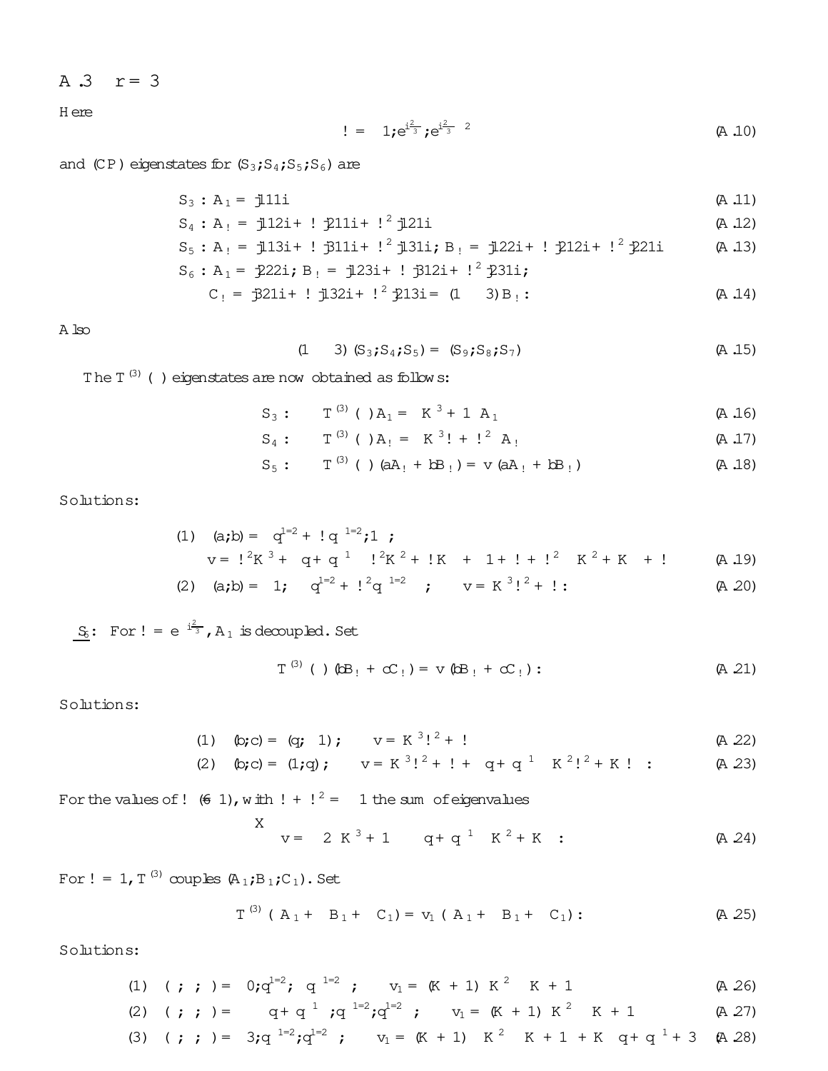### A.3 $r = 3$

Here

$$\omega = \left(1, e^{i\frac{2\pi}{3}}, e^{i\frac{2\pi}{3}\cdot 2}\right) \tag{A.10}$$

and (CP) eigenstates for $(S_3, S_4, S_5, S_6)$ are

$$S_3 : A_1 = |111\rangle \tag{A.11}$$

$$S_4 : A_\omega = |112\rangle + \omega|211\rangle + \omega^2|121\rangle \tag{A.12}$$

$$S_5 : A_\omega = |113\rangle + \omega|311\rangle + \omega^2|131\rangle;\ B_\omega = |122\rangle + \omega|212\rangle + \omega^2|221\rangle \tag{A.13}$$

$$\begin{aligned} S_6 : A_1 &= |222\rangle;\ B_\omega = |123\rangle + \omega|312\rangle + \omega^2|231\rangle; \\ C_\omega &= |321\rangle + \omega|132\rangle + \omega^2|213\rangle = (1 \leftrightarrow 3)B_\omega : \end{aligned} \tag{A.14}$$

Also

$$(1 \leftrightarrow 3)(S_3, S_4, S_5) = (S_9, S_8, S_7) \tag{A.15}$$

The $T^{(3)}(\theta)$ eigenstates are now obtained as follows:

$$S_3 : \quad T^{(3)}(\theta)A_1 = \left(K^3 + 1\right)A_1 \tag{A.16}$$

$$S_4 : \quad T^{(3)}(\theta)A_\omega = \left(K^3\omega + \omega^2\right)A_\omega \tag{A.17}$$

$$S_5 : \quad T^{(3)}(\theta)(aA_\omega + bB_\omega) = v(aA_\omega + bB_\omega) \tag{A.18}$$

Solutions:

$$\begin{aligned} (1)\quad & (a,b) = \left(q^{1/2} + \omega q^{-1/2}, 1\right); \\ & v = \omega^2 K^3 + \left(q + q^{-1}\right)\left(\omega^2 K^2 + \omega K\right) + \left(1 + \omega + \omega^2\right)\left(K^2 + K\right) + \omega \end{aligned} \tag{A.19}$$

$$(2)\quad (a,b) = \left(1, -\left(q^{1/2} + \omega^2 q^{-1/2}\right)\right); \quad v = K^3\omega^2 + \omega : \tag{A.20}$$

<u>$S_6$</u>: For $\omega = e^{\pm i\frac{2\pi}{3}}$, $A_1$ is decoupled. Set

$$T^{(3)}(\theta)(bB_\omega + cC_\omega) = v(bB_\omega + cC_\omega) : \tag{A.21}$$

Solutions:

$$(1)\quad (b,c) = (q, -1); \quad v = K^3\omega^2 + \omega \tag{A.22}$$

$$(2)\quad (b,c) = (1, q); \quad v = K^3\omega^2 + \omega + \left(q + q^{-1}\right)\left(K^2\omega^2 + K\omega\right) : \tag{A.23}$$

For the values of $\omega$ $(\neq 1)$, with $\omega + \omega^2 = -1$ the sum of eigenvalues

$$\sum v = -\left(2\left(K^3 + 1\right) - \left(q + q^{-1}\right)\left(K^2 + K\right)\right) : \tag{A.24}$$

For $\omega = 1$, $T^{(3)}$ couples $(A_1, B_1, C_1)$. Set

$$T^{(3)}(\alpha A_1 + \beta B_1 + \gamma C_1) = v_1(\alpha A_1 + \beta B_1 + \gamma C_1) : \tag{A.25}$$

Solutions:

$$(1)\quad (\alpha;\beta;\gamma) = \left(0, q^{1/2}, -q^{-1/2}\right); \quad v_1 = (K+1)\left(K^2 - K + 1\right) \tag{A.26}$$

$$(2)\quad (\alpha;\beta;\gamma) = \left(-\left(q + q^{-1}\right), q^{-1/2}, q^{1/2}\right); \quad v_1 = (K+1)\left(K^2 - K + 1\right) \tag{A.27}$$

$$(3)\quad (\alpha;\beta;\gamma) = \left(3, q^{-1/2}, q^{1/2}\right); \quad v_1 = (K+1)\left(K^2 - K + 1 + K\left(q + q^{-1} + 3\right)\right) \tag{A.28}$$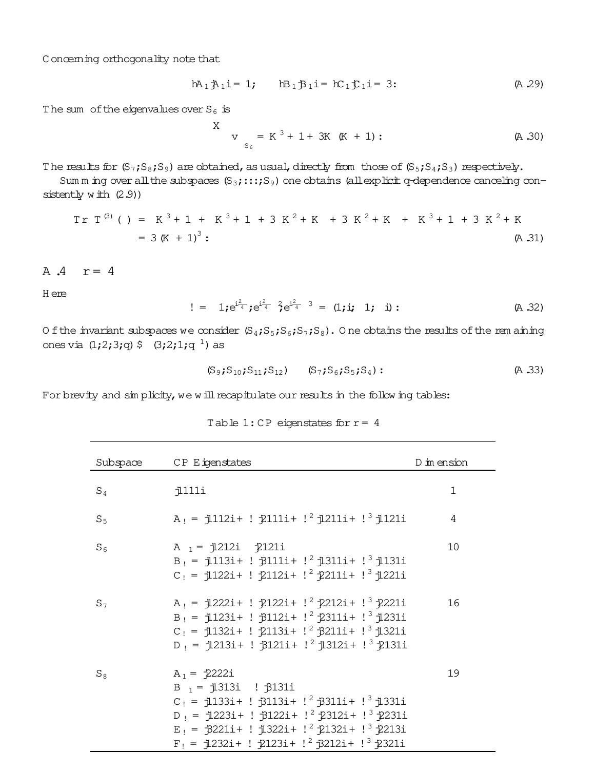Concerning orthogonality note that

$$\langle A_1|A_1\rangle = 1; \qquad \langle B_1|B_1\rangle = \langle C_1|C_1\rangle = 3: \tag{A.29}$$

The sum of the eigenvalues over $S_6$ is

$$\sum_{S_6} v = K^3 + 1 + 3K(K+1): \tag{A.30}$$

The results for $(S_7; S_8; S_9)$ are obtained, as usual, directly from those of $(S_5; S_4; S_3)$ respectively.

Summing over all the subspaces $(S_3; \ldots; S_9)$ one obtains (all explicit q-dependence canceling consistently with (2.9))

$$\begin{aligned} \mathrm{Tr}\, T^{(3)}(\;) &= K^3 + 1 + K^3 + 1 + 3\left(K^2 + K\right) + 3\left(K^2 + K\right) + \left(K^3 + 1 + 3\left(K^2 + K\right)\right) \\ &= 3(K+1)^3 : \end{aligned} \tag{A.31}$$

## A.4 r = 4

Here

$$\omega = \left(1; e^{i\frac{2\pi}{4}}; e^{i\frac{2\pi}{4}2}; e^{i\frac{2\pi}{4}3}\right) = (1; i; -1; -i): \tag{A.32}$$

Of the invariant subspaces we consider $(S_4; S_5; S_6; S_7; S_8)$. One obtains the results of the remaining ones via $(1;2;3;q) \leftrightarrow (3;2;1;q^{-1})$ as

$$(S_9; S_{10}; S_{11}; S_{12}) \quad (S_7; S_6; S_5; S_4): \tag{A.33}$$

For brevity and simplicity, we will recapitulate our results in the following tables:

Table 1: CP eigenstates for r = 4

| Subspace | CP Eigenstates | Dimension |
|---|---|---|
| $S_4$ | $\|1111\rangle$ | 1 |
| $S_5$ | $A_\omega = \|1112\rangle + \omega\|2111\rangle + \omega^2\|1211\rangle + \omega^3\|1121\rangle$ | 4 |
| $S_6$ | $A_{-1} = \|1212\rangle - \|2121\rangle$<br>$B_\omega = \|1113\rangle + \omega\|3111\rangle + \omega^2\|1311\rangle + \omega^3\|1131\rangle$<br>$C_\omega = \|1122\rangle + \omega\|2112\rangle + \omega^2\|2211\rangle + \omega^3\|1221\rangle$ | 10 |
| $S_7$ | $A_\omega = \|1222\rangle + \omega\|2122\rangle + \omega^2\|2212\rangle + \omega^3\|2221\rangle$<br>$B_\omega = \|1123\rangle + \omega\|3112\rangle + \omega^2\|2311\rangle + \omega^3\|1231\rangle$<br>$C_\omega = \|1132\rangle + \omega\|2113\rangle + \omega^2\|3211\rangle + \omega^3\|1321\rangle$<br>$D_\omega = \|1213\rangle + \omega\|3121\rangle + \omega^2\|1312\rangle + \omega^3\|2131\rangle$ | 16 |
| $S_8$ | $A_1 = \|2222\rangle$<br>$B_{-1} = \|1313\rangle - \omega\|3131\rangle$<br>$C_\omega = \|1133\rangle + \omega\|3113\rangle + \omega^2\|3311\rangle + \omega^3\|1331\rangle$<br>$D_\omega = \|1223\rangle + \omega\|3122\rangle + \omega^2\|2312\rangle + \omega^3\|2231\rangle$<br>$E_\omega = \|3221\rangle + \omega\|1322\rangle + \omega^2\|2132\rangle + \omega^3\|2213\rangle$<br>$F_\omega = \|1232\rangle + \omega\|2123\rangle + \omega^2\|3212\rangle + \omega^3\|2321\rangle$ | 19 |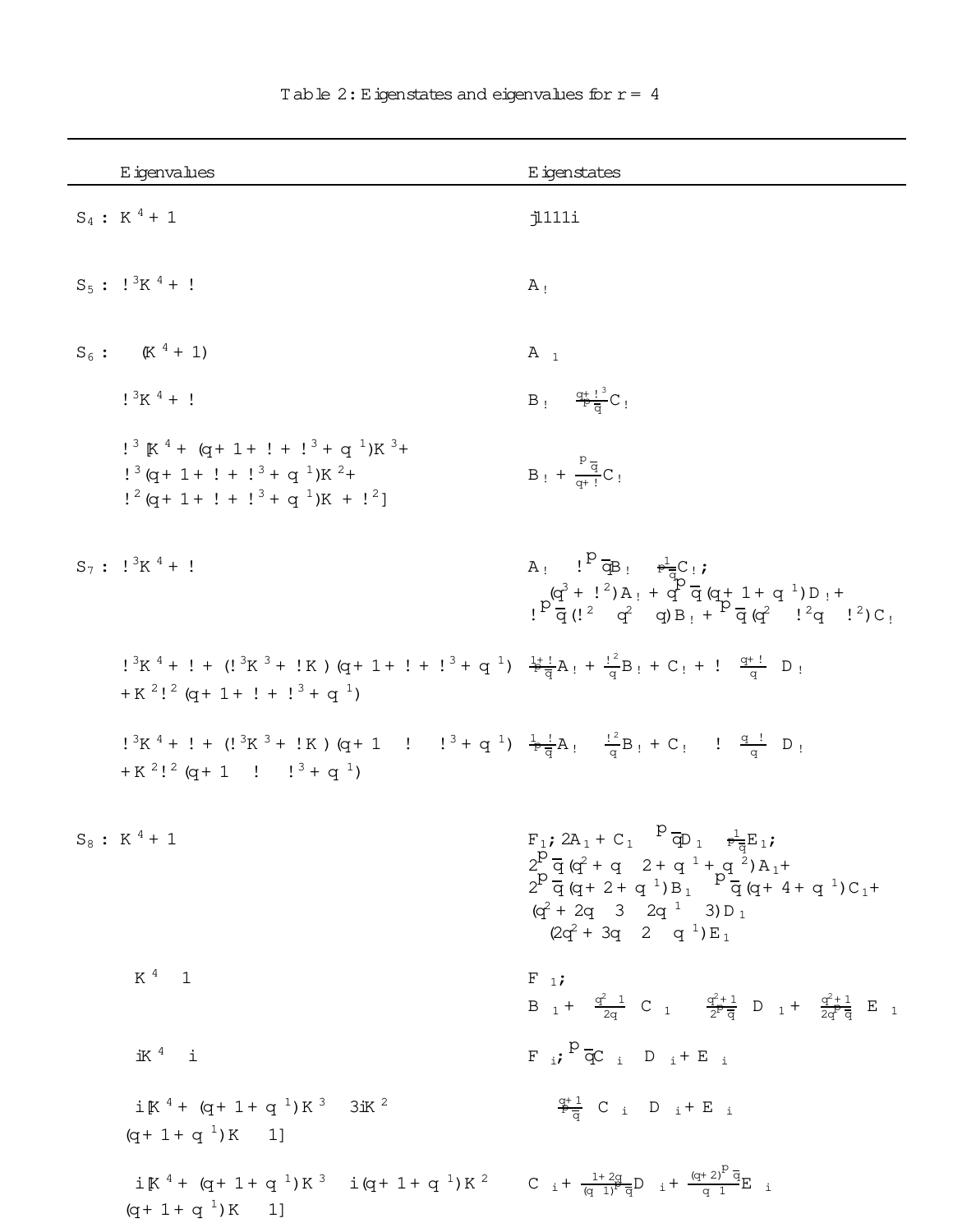Table 2: Eigenstates and eigenvalues for $r = 4$

| Eigenvalues | Eigenstates |
|---|---|
| $S_4$ : $K^4 + 1$ | $\|1111\rangle$ |
| $S_5$ : $\omega^3 K^4 + \omega$ | $A_\omega$ |
| $S_6$ : $-(K^4 + 1)$ | $A_{-1}$ |
| $\omega^3 K^4 + \omega$ | $B_\omega - \frac{q+\omega^3}{\sqrt{q}} C_\omega$ |
| $\omega^3 [K^4 + (q+1+\omega+\omega^3+q^{-1})K^3 +$ $\omega^3(q+1+\omega+\omega^3+q^{-1})K^2 +$ $\omega^2(q+1+\omega+\omega^3+q^{-1})K + \omega^2]$ | $B_\omega + \frac{\sqrt{q}}{q+\omega} C_\omega$ |
| $S_7$ : $\omega^3 K^4 + \omega$ | $A_\omega - \omega\sqrt{q} B_\omega - \frac{1}{\sqrt{q}} C_\omega$; $(q^3+\omega^2)A_\omega + q\sqrt{q}(q+1+q^{-1})D_\omega +$ $\omega\sqrt{q}(\omega^2 - q^2 - q)B_\omega + \sqrt{q}(q^2 - \omega^2 q - \omega^2)C_\omega$ |
| $\omega^3 K^4 + \omega + (\omega^3 K^3 + \omega K)(q+1+\omega+\omega^3+q^{-1})$ $+ K^2\omega^2(q+1+\omega+\omega^3+q^{-1})$ | $\frac{1+\omega}{\sqrt{q}} A_\omega + \frac{\omega^2}{q} B_\omega + C_\omega + \omega \frac{q+\omega}{q} D_\omega$ |
| $\omega^3 K^4 + \omega + (\omega^3 K^3 + \omega K)(q+1-\omega-\omega^3+q^{-1})$ $+ K^2\omega^2(q+1-\omega-\omega^3+q^{-1})$ | $\frac{1-\omega}{\sqrt{q}} A_\omega - \frac{\omega^2}{q} B_\omega + C_\omega - \omega \frac{q-\omega}{q} D_\omega$ |
| $S_8$ : $K^4 + 1$ | $F_1$; $2A_1 + C_1 - \sqrt{q} D_1 - \frac{1}{\sqrt{q}} E_1$; $2\sqrt{q}(q^2+q-2+q^{-1}+q^{-2})A_1 +$ $2\sqrt{q}(q+2+q^{-1})B_1 - \sqrt{q}(q+4+q^{-1})C_1 +$ $(q^2+2q-3-2q^{-1}-3)D_1$ $-(2q^2+3q-2-q^{-1})E_1$ |
| $-K^4 - 1$ | $F_{-1}$; $B_{-1} + \frac{q^2-1}{2q} C_{-1} - \frac{q^2+1}{2\sqrt{q}} D_{-1} + \frac{q^2+1}{2q\sqrt{q}} E_{-1}$ |
| $-iK^4 - i$ | $F_{-i}$; $\sqrt{q} C_{-i} - D_{-i} + E_{-i}$ |
| $-i[K^4 + (q+1+q^{-1})K^3 - 3iK^2$ $-(q+1+q^{-1})K - 1]$ | $-\frac{q+1}{\sqrt{q}} C_{-i} - D_{-i} + E_{-i}$ |
| $-i[K^4 + (q+1+q^{-1})K^3 - i(q+1+q^{-1})K^2$ $-(q+1+q^{-1})K - 1]$ | $C_{-i} + \frac{1+2q}{(q-1)\sqrt{q}} D_{-i} + \frac{(q+2)\sqrt{q}}{q-1} E_{-i}$ |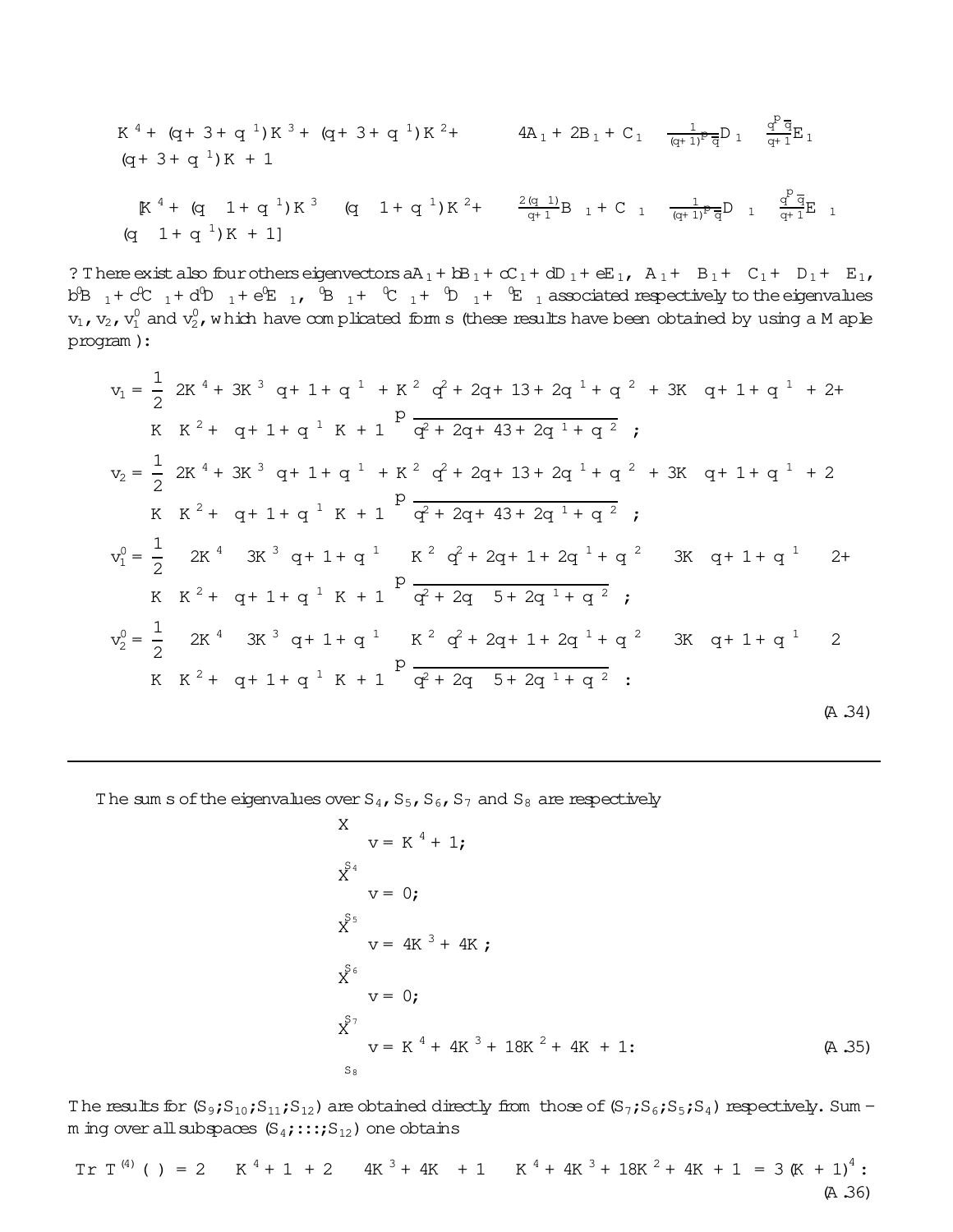$$K^4 + (q+3+q^{-1})K^3 + (q+3+q^{-1})K^2 + (q+3+q^{-1})K + 1 \qquad 4A_1 + 2B_1 + C_1 - \frac{1}{(q+1)\sqrt{q}}D_1 - \frac{q\sqrt{q}}{q+1}E_1$$

$$-[K^4 + (q-1+q^{-1})K^3 - (q-1+q^{-1})K^2 + (q-1+q^{-1})K + 1] \qquad \frac{2(q-1)}{q+1}B_{-1} + C_{-1} - \frac{1}{(q+1)\sqrt{q}}D_{-1} - \frac{q\sqrt{q}}{q+1}E_{-1}$$

• There exist also four others eigenvectors $aA_1 + bB_1 + cC_1 + dD_1 + eE_1$, $\alpha A_1 + \beta B_1 + \gamma C_1 + \delta D_1 + \epsilon E_1$, $b'B_{-1} + c'C_{-1} + d'D_{-1} + e'E_{-1}$, $\beta' B_{-1} + \gamma' C_{-1} + \delta' D_{-1} + \epsilon' E_{-1}$ associated respectively to the eigenvalues $v_1$, $v_2$, $v_1'$ and $v_2'$, which have complicated forms (these results have been obtained by using a Maple program):

$$
\begin{aligned}
v_1 &= \frac{1}{2}\Big[2K^4 + 3K^3\left(q+1+q^{-1}\right) + K^2\left(q^2+2q+13+2q^{-1}+q^{-2}\right) + 3K\left(q+1+q^{-1}\right) + 2 \\
&\quad + K\left(K^2 + \left(q+1+q^{-1}\right)K + 1\right)\sqrt{q^2+2q+43+2q^{-1}+q^{-2}}\Big]; \\
v_2 &= \frac{1}{2}\Big[2K^4 + 3K^3\left(q+1+q^{-1}\right) + K^2\left(q^2+2q+13+2q^{-1}+q^{-2}\right) + 3K\left(q+1+q^{-1}\right) + 2 \\
&\quad - K\left(K^2 + \left(q+1+q^{-1}\right)K + 1\right)\sqrt{q^2+2q+43+2q^{-1}+q^{-2}}\Big]; \\
v_1' &= \frac{1}{2}\Big[-2K^4 - 3K^3\left(q+1+q^{-1}\right) - K^2\left(q^2+2q+1+2q^{-1}+q^{-2}\right) - 3K\left(q+1+q^{-1}\right) - 2 \\
&\quad + K\left(K^2 + \left(q+1+q^{-1}\right)K + 1\right)\sqrt{q^2+2q-5+2q^{-1}+q^{-2}}\Big]; \\
v_2' &= \frac{1}{2}\Big[-2K^4 - 3K^3\left(q+1+q^{-1}\right) - K^2\left(q^2+2q+1+2q^{-1}+q^{-2}\right) - 3K\left(q+1+q^{-1}\right) - 2 \\
&\quad - K\left(K^2 + \left(q+1+q^{-1}\right)K + 1\right)\sqrt{q^2+2q-5+2q^{-1}+q^{-2}}\Big].
\end{aligned}
\tag{A.34}
$$

---

The sums of the eigenvalues over $S_4$, $S_5$, $S_6$, $S_7$ and $S_8$ are respectively

$$
\begin{aligned}
\sum_{S_4} v &= K^4 + 1; \\
\sum_{S_5} v &= 0; \\
\sum_{S_6} v &= 4K^3 + 4K; \\
\sum_{S_7} v &= 0; \\
\sum_{S_8} v &= K^4 + 4K^3 + 18K^2 + 4K + 1.
\end{aligned}
\tag{A.35}
$$

The results for $(S_9; S_{10}; S_{11}; S_{12})$ are obtained directly from those of $(S_7; S_6; S_5; S_4)$ respectively. Summing over all subspaces $(S_4; \ldots; S_{12})$ one obtains

$$\mathrm{Tr}\, T^{(4)}(\lambda) = 2\left(K^4 + 1\right) + 2\left(4K^3 + 4K\right) + 1\left(K^4 + 4K^3 + 18K^2 + 4K + 1\right) = 3(K+1)^4. \tag{A.36}$$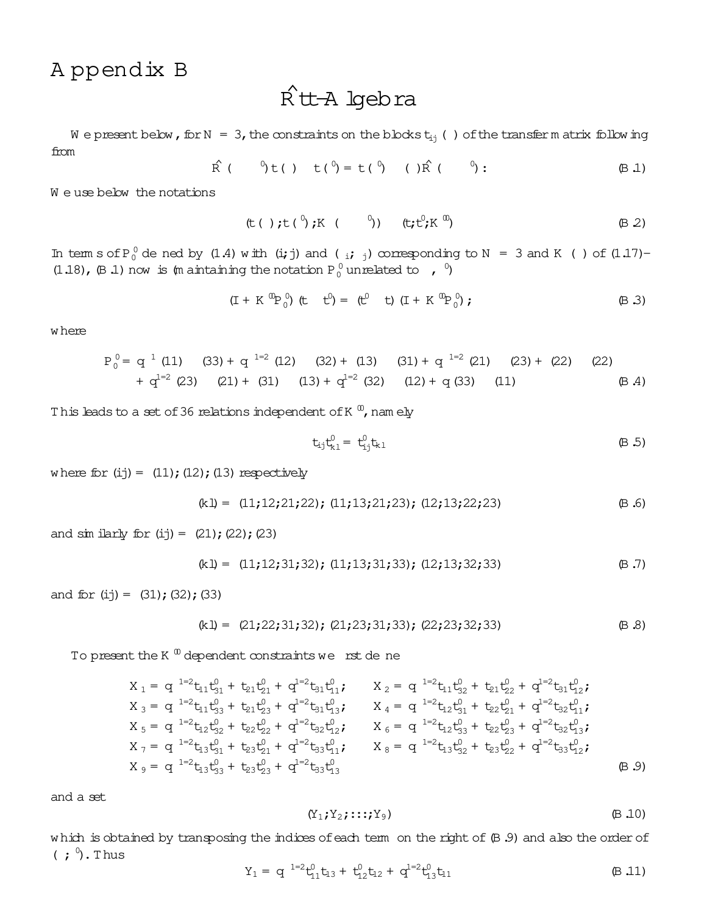# Appendix B

## $\hat{R}tt$-Algebra

We present below, for $N = 3$, the constraints on the blocks $t_{ij}(\theta)$ of the transfer matrix following from

$$\hat{R}(\theta - \theta')\, t(\theta) \otimes t(\theta') = t(\theta') \otimes t(\theta)\, \hat{R}(\theta - \theta') : \tag{B.1}$$

We use below the notations

$$(t(\theta); t(\theta'); K(\theta - \theta')) \equiv (t; t'; K''') \tag{B.2}$$

In terms of $P_0'$ defined by (1.4) with $(i;j)$ and $(\epsilon_i; \epsilon_j)$ corresponding to $N = 3$ and $K(\theta)$ of (1.17)–(1.18), (B.1) now is (maintaining the notation $P_0'$ unrelated to $\theta, \theta'$)

$$(I + K''' P_0')\,(t \otimes t') = (t' \otimes t)\,(I + K''' P_0'); \tag{B.3}$$

where

$$\begin{aligned} P_0' = {} & q^{-1}(11) \otimes (33) + q^{-1/2}(12) \otimes (32) + (13) \otimes (31) + q^{-1/2}(21) \otimes (23) + (22) \otimes (22) \\ & + q^{1/2}(23) \otimes (21) + (31) \otimes (13) + q^{1/2}(32) \otimes (12) + q(33) \otimes (11) \end{aligned} \tag{B.4}$$

This leads to a set of 36 relations independent of $K'''$, namely

$$t_{ij} t'_{kl} = t'_{ij} t_{kl} \tag{B.5}$$

where for $(ij) = (11); (12); (13)$ respectively

$$(kl) = (11;12;21;22); (11;13;21;23); (12;13;22;23) \tag{B.6}$$

and similarly for $(ij) = (21); (22); (23)$

$$(kl) = (11;12;31;32); (11;13;31;33); (12;13;32;33) \tag{B.7}$$

and for $(ij) = (31); (32); (33)$

$$(kl) = (21;22;31;32); (21;23;31;33); (22;23;32;33) \tag{B.8}$$

To present the $K'''$ dependent constraints we first define

$$\begin{aligned} X_1 &= q^{-1/2} t_{11} t'_{31} + t_{21} t'_{21} + q^{1/2} t_{31} t'_{11}; & X_2 &= q^{-1/2} t_{11} t'_{32} + t_{21} t'_{22} + q^{1/2} t_{31} t'_{12}; \\ X_3 &= q^{-1/2} t_{11} t'_{33} + t_{21} t'_{23} + q^{1/2} t_{31} t'_{13}; & X_4 &= q^{-1/2} t_{12} t'_{31} + t_{22} t'_{21} + q^{1/2} t_{32} t'_{11}; \\ X_5 &= q^{-1/2} t_{12} t'_{32} + t_{22} t'_{22} + q^{1/2} t_{32} t'_{12}; & X_6 &= q^{-1/2} t_{12} t'_{33} + t_{22} t'_{23} + q^{1/2} t_{32} t'_{13}; \\ X_7 &= q^{-1/2} t_{13} t'_{31} + t_{23} t'_{21} + q^{1/2} t_{33} t'_{11}; & X_8 &= q^{-1/2} t_{13} t'_{32} + t_{23} t'_{22} + q^{1/2} t_{33} t'_{12}; \\ X_9 &= q^{-1/2} t_{13} t'_{33} + t_{23} t'_{23} + q^{1/2} t_{33} t'_{13} \end{aligned} \tag{B.9}$$

and a set

$$(Y_1; Y_2; \ldots; Y_9) \tag{B.10}$$

which is obtained by transposing the indices of each term on the right of (B.9) and also the order of $(\theta; \theta')$. Thus

$$Y_1 = q^{-1/2} t'_{11} t_{13} + t'_{12} t_{12} + q^{1/2} t'_{13} t_{11} \tag{B.11}$$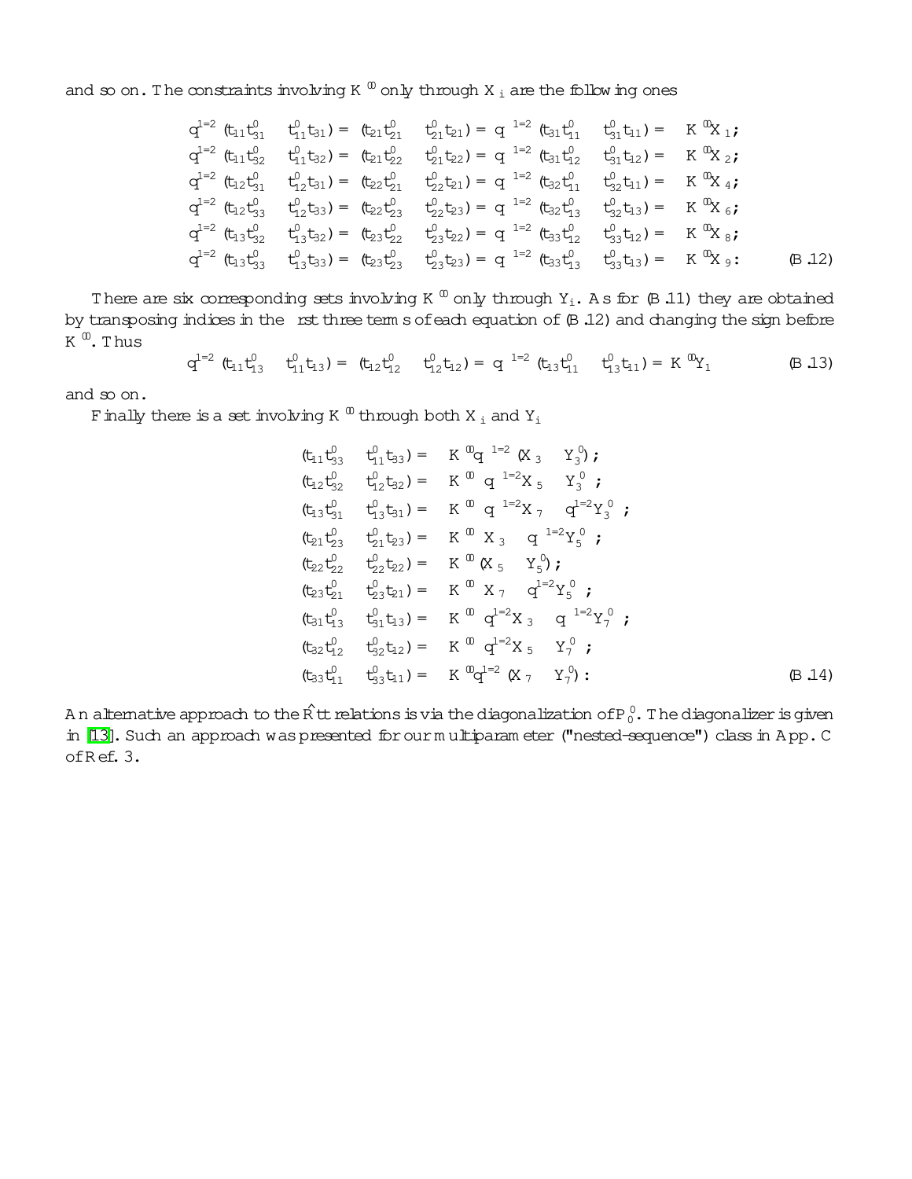and so on. The constraints involving $K^{00}$ only through $X_i$ are the following ones

$$
\begin{aligned}
q^{1/2}(t_{11}t'_{31} - t'_{11}t_{31}) &= (t_{21}t'_{21} - t'_{21}t_{21}) = q^{-1/2}(t_{31}t'_{11} - t'_{31}t_{11}) = -K^{00}X_1;\\
q^{1/2}(t_{11}t'_{32} - t'_{11}t_{32}) &= (t_{21}t'_{22} - t'_{21}t_{22}) = q^{-1/2}(t_{31}t'_{12} - t'_{31}t_{12}) = -K^{00}X_2;\\
q^{1/2}(t_{12}t'_{31} - t'_{12}t_{31}) &= (t_{22}t'_{21} - t'_{22}t_{21}) = q^{-1/2}(t_{32}t'_{11} - t'_{32}t_{11}) = -K^{00}X_4;\\
q^{1/2}(t_{12}t'_{33} - t'_{12}t_{33}) &= (t_{22}t'_{23} - t'_{22}t_{23}) = q^{-1/2}(t_{32}t'_{13} - t'_{32}t_{13}) = -K^{00}X_6;\\
q^{1/2}(t_{13}t'_{32} - t'_{13}t_{32}) &= (t_{23}t'_{22} - t'_{23}t_{22}) = q^{-1/2}(t_{33}t'_{12} - t'_{33}t_{12}) = -K^{00}X_8;\\
q^{1/2}(t_{13}t'_{33} - t'_{13}t_{33}) &= (t_{23}t'_{23} - t'_{23}t_{23}) = q^{-1/2}(t_{33}t'_{13} - t'_{33}t_{13}) = -K^{00}X_9:
\end{aligned}
\qquad (B.12)
$$

There are six corresponding sets involving $K^{00}$ only through $Y_i$. As for (B.11) they are obtained by transposing indices in the first three terms of each equation of (B.12) and changing the sign before $K^{00}$. Thus

$$
q^{1/2}(t_{11}t'_{13} - t'_{11}t_{13}) = (t_{12}t'_{12} - t'_{12}t_{12}) = q^{-1/2}(t_{13}t'_{11} - t'_{13}t_{11}) = K^{00}Y_1 \qquad (B.13)
$$

and so on.

Finally there is a set involving $K^{00}$ through both $X_i$ and $Y_i$

$$
\begin{aligned}
(t_{11}t'_{33} - t'_{11}t_{33}) &= -K^{00}q^{-1/2}(X_3 - Y'_3);\\
(t_{12}t'_{32} - t'_{12}t_{32}) &= -K^{00}\left(q^{-1/2}X_5 - Y'_3\right);\\
(t_{13}t'_{31} - t'_{13}t_{31}) &= -K^{00}\left(q^{-1/2}X_7 - q^{1/2}Y'_3\right);\\
(t_{21}t'_{23} - t'_{21}t_{23}) &= -K^{00}\left(X_3 - q^{-1/2}Y'_5\right);\\
(t_{22}t'_{22} - t'_{22}t_{22}) &= -K^{00}(X_5 - Y'_5);\\
(t_{23}t'_{21} - t'_{23}t_{21}) &= -K^{00}\left(X_7 - q^{1/2}Y'_5\right);\\
(t_{31}t'_{13} - t'_{31}t_{13}) &= -K^{00}\left(q^{1/2}X_3 - q^{-1/2}Y'_7\right);\\
(t_{32}t'_{12} - t'_{32}t_{12}) &= -K^{00}\left(q^{1/2}X_5 - Y'_7\right);\\
(t_{33}t'_{11} - t'_{33}t_{11}) &= -K^{00}q^{1/2}(X_7 - Y'_7):
\end{aligned}
\qquad (B.14)
$$

An alternative approach to the $\hat{R}tt$ relations is via the diagonalization of $P'_0$. The diagonalizer is given in [13]. Such an approach was presented for our multiparameter ("nested-sequence") class in App. C of Ref. 3.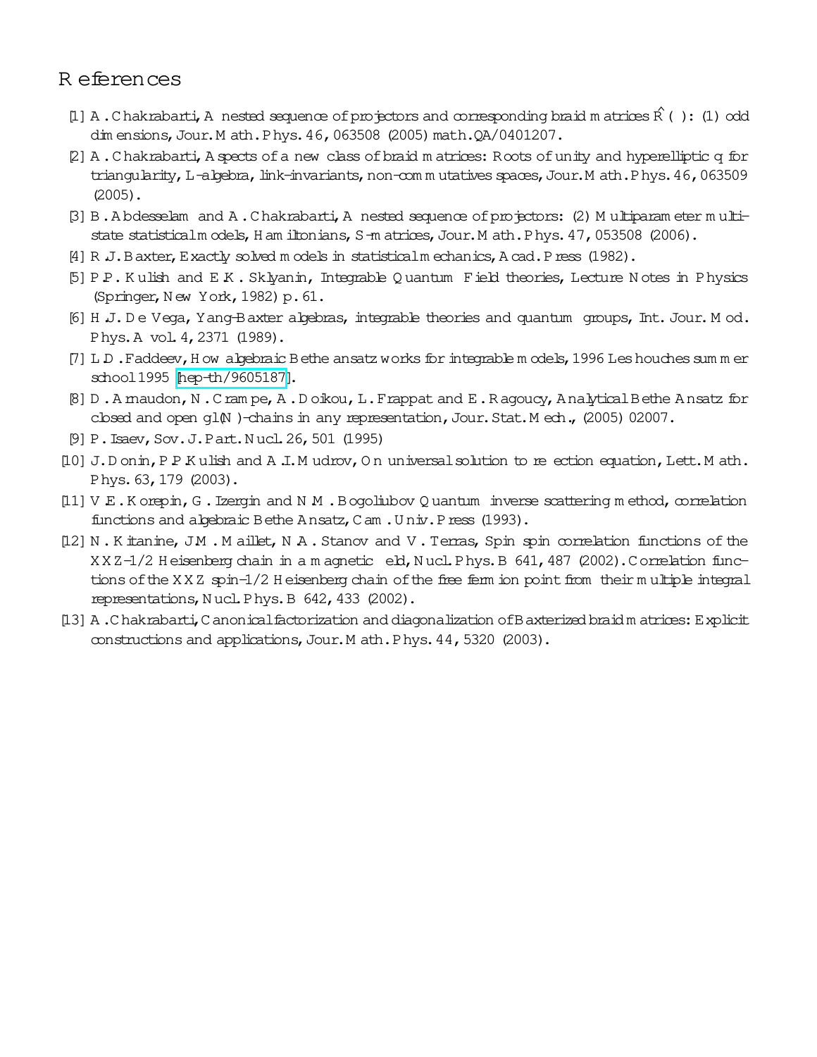# References

[1] A. Chakrabarti, A nested sequence of projectors and corresponding braid matrices $\hat{R}(\theta)$: (1) odd dimensions, Jour. Math. Phys. 46, 063508 (2005) math.QA/0401207.

[2] A. Chakrabarti, Aspects of a new class of braid matrices: Roots of unity and hyperelliptic q for triangularity, L-algebra, link-invariants, non-commutatives spaces, Jour. Math. Phys. 46, 063509 (2005).

[3] B. Abdesselam and A. Chakrabarti, A nested sequence of projectors: (2) Multiparameter multistate statistical models, Hamiltonians, S-matrices, Jour. Math. Phys. 47, 053508 (2006).

[4] R.J. Baxter, Exactly solved models in statistical mechanics, Acad. Press (1982).

[5] P.P. Kulish and E.K. Sklyanin, Integrable Quantum Field theories, Lecture Notes in Physics (Springer, New York, 1982) p. 61.

[6] H.J. De Vega, Yang-Baxter algebras, integrable theories and quantum groups, Int. Jour. Mod. Phys. A vol. 4, 2371 (1989).

[7] L.D. Faddeev, How algebraic Bethe ansatz works for integrable models, 1996 Les houches summer school 1995 [hep-th/9605187].

[8] D. Arnaudon, N. Crampe, A. Doikou, L. Frappat and E. Ragoucy, Analytical Bethe Ansatz for closed and open gl(N)-chains in any representation, Jour. Stat. Mech., (2005) 02007.

[9] P. Isaev, Sov. J. Part. Nucl. 26, 501 (1995)

[10] J. Donin, P.P. Kulish and A.I. Mudrov, On universal solution to reflection equation, Lett. Math. Phys. 63, 179 (2003).

[11] V.E. Korepin, G. Izergin and N.M. Bogoliubov Quantum inverse scattering method, correlation functions and algebraic Bethe Ansatz, Cam. Univ. Press (1993).

[12] N. Kitanine, J.M. Maillet, N.A. Stanov and V. Terras, Spin spin correlation functions of the XXZ-1/2 Heisenberg chain in a magnetic field, Nucl. Phys. B 641, 487 (2002). Correlation functions of the XXZ spin-1/2 Heisenberg chain of the free fermion point from their multiple integral representations, Nucl. Phys. B 642, 433 (2002).

[13] A. Chakrabarti, Canonical factorization and diagonalization of Baxterized braid matrices: Explicit constructions and applications, Jour. Math. Phys. 44, 5320 (2003).